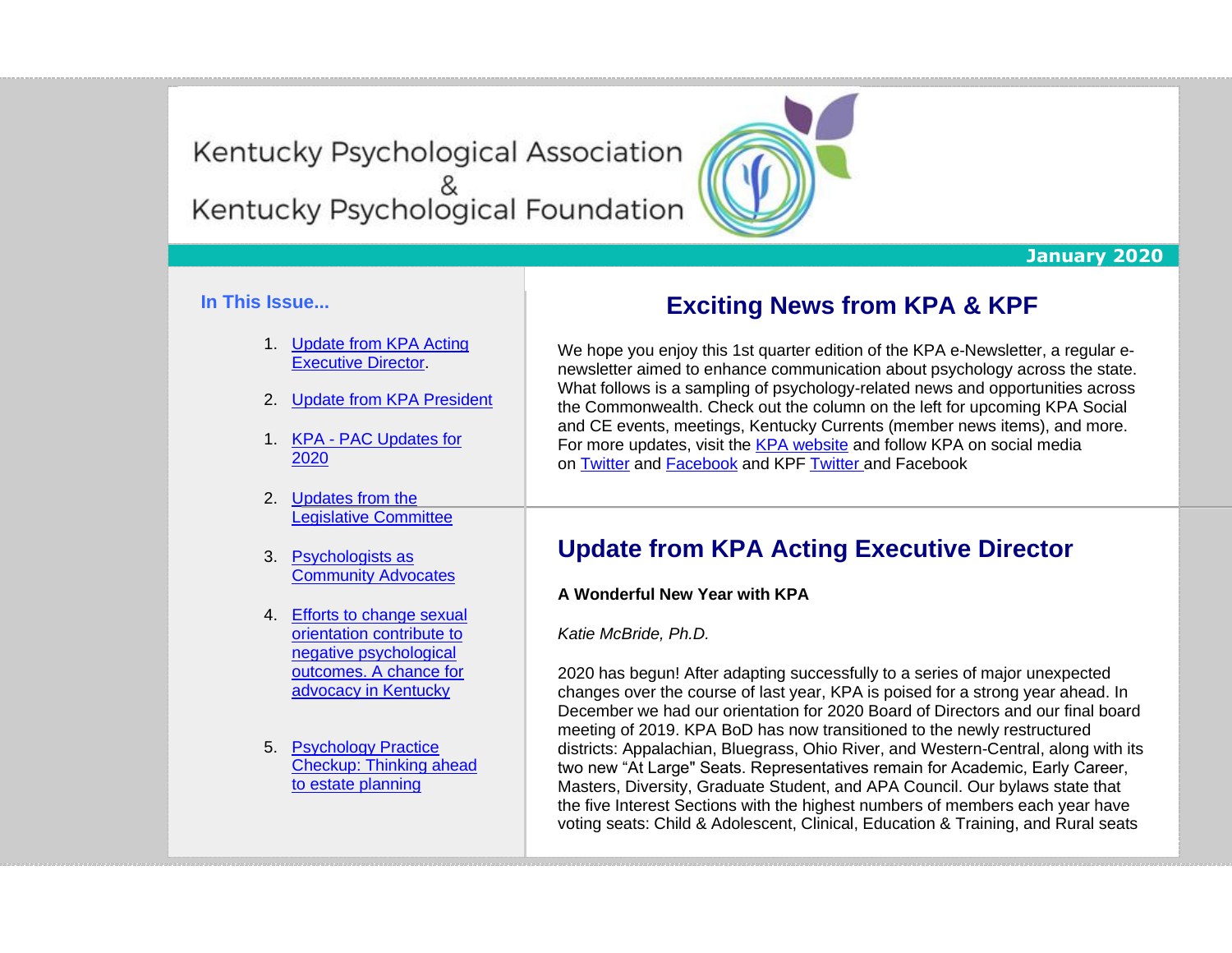# Kentucky Psychological Association & Kentucky Psychological Foundation

**January 2020**

**In This Issue...**

1. Update from KPA Acting Executive Director.
2. Update from KPA President
1. KPA - PAC Updates for 2020
2. Updates from the Legislative Committee
3. Psychologists as Community Advocates
4. Efforts to change sexual orientation contribute to negative psychological outcomes. A chance for advocacy in Kentucky
5. Psychology Practice Checkup: Thinking ahead to estate planning

## Exciting News from KPA & KPF

We hope you enjoy this 1st quarter edition of the KPA e-Newsletter, a regular e-newsletter aimed to enhance communication about psychology across the state. What follows is a sampling of psychology-related news and opportunities across the Commonwealth. Check out the column on the left for upcoming KPA Social and CE events, meetings, Kentucky Currents (member news items), and more. For more updates, visit the KPA website and follow KPA on social media on Twitter and Facebook and KPF Twitter and Facebook

## Update from KPA Acting Executive Director

**A Wonderful New Year with KPA**

*Katie McBride, Ph.D.*

2020 has begun! After adapting successfully to a series of major unexpected changes over the course of last year, KPA is poised for a strong year ahead. In December we had our orientation for 2020 Board of Directors and our final board meeting of 2019. KPA BoD has now transitioned to the newly restructured districts: Appalachian, Bluegrass, Ohio River, and Western-Central, along with its two new "At Large" Seats. Representatives remain for Academic, Early Career, Masters, Diversity, Graduate Student, and APA Council. Our bylaws state that the five Interest Sections with the highest numbers of members each year have voting seats: Child & Adolescent, Clinical, Education & Training, and Rural seats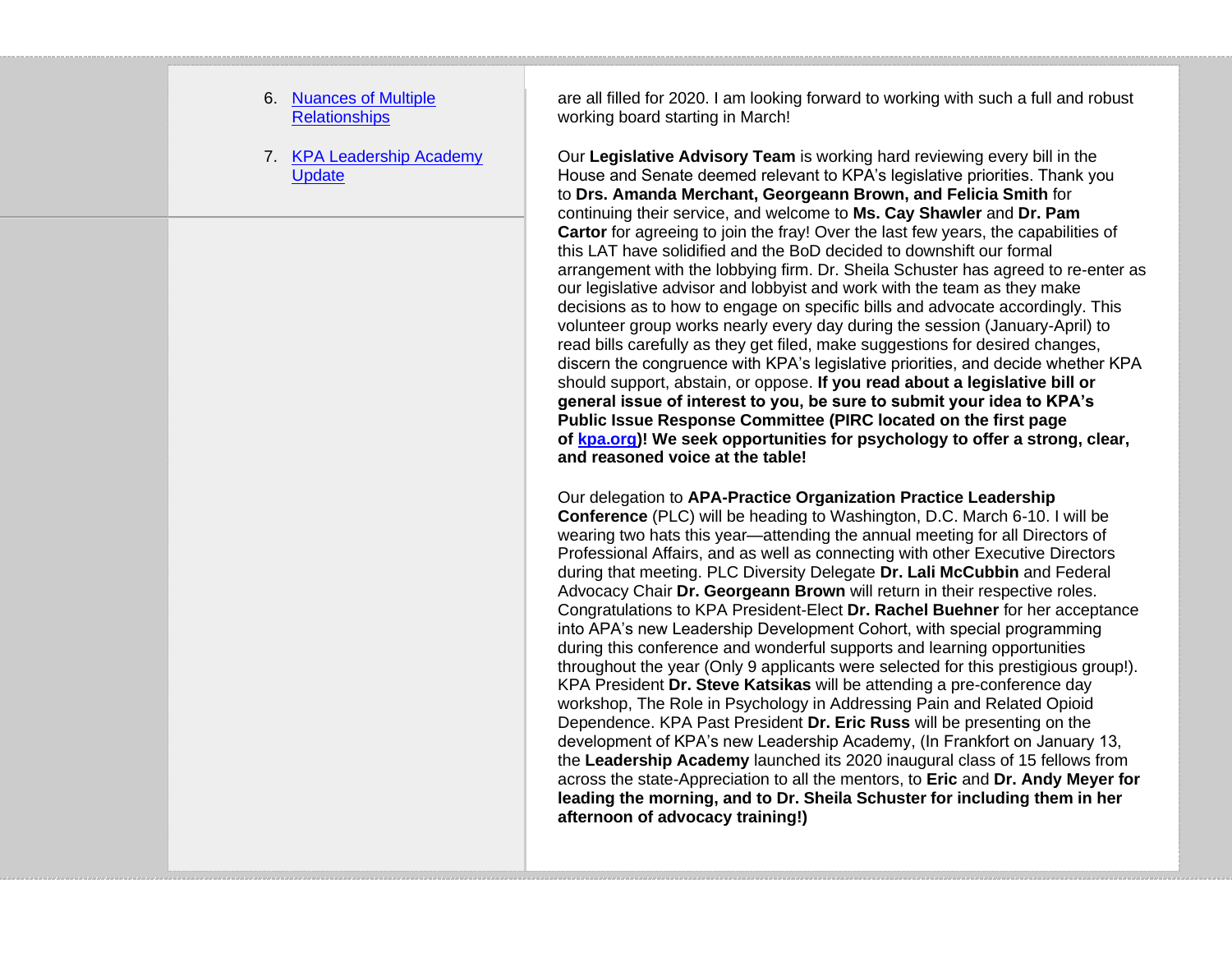6. [Nuances of Multiple Relationships]
7. [KPA Leadership Academy Update]

are all filled for 2020. I am looking forward to working with such a full and robust working board starting in March!

Our **Legislative Advisory Team** is working hard reviewing every bill in the House and Senate deemed relevant to KPA's legislative priorities. Thank you to **Drs. Amanda Merchant, Georgeann Brown, and Felicia Smith** for continuing their service, and welcome to **Ms. Cay Shawler** and **Dr. Pam Cartor** for agreeing to join the fray! Over the last few years, the capabilities of this LAT have solidified and the BoD decided to downshift our formal arrangement with the lobbying firm. Dr. Sheila Schuster has agreed to re-enter as our legislative advisor and lobbyist and work with the team as they make decisions as to how to engage on specific bills and advocate accordingly. This volunteer group works nearly every day during the session (January-April) to read bills carefully as they get filed, make suggestions for desired changes, discern the congruence with KPA's legislative priorities, and decide whether KPA should support, abstain, or oppose. **If you read about a legislative bill or general issue of interest to you, be sure to submit your idea to KPA's Public Issue Response Committee (PIRC located on the first page of [kpa.org])! We seek opportunities for psychology to offer a strong, clear, and reasoned voice at the table!**

Our delegation to **APA-Practice Organization Practice Leadership Conference** (PLC) will be heading to Washington, D.C. March 6-10. I will be wearing two hats this year—attending the annual meeting for all Directors of Professional Affairs, and as well as connecting with other Executive Directors during that meeting. PLC Diversity Delegate **Dr. Lali McCubbin** and Federal Advocacy Chair **Dr. Georgeann Brown** will return in their respective roles. Congratulations to KPA President-Elect **Dr. Rachel Buehner** for her acceptance into APA's new Leadership Development Cohort, with special programming during this conference and wonderful supports and learning opportunities throughout the year (Only 9 applicants were selected for this prestigious group!). KPA President **Dr. Steve Katsikas** will be attending a pre-conference day workshop, The Role in Psychology in Addressing Pain and Related Opioid Dependence. KPA Past President **Dr. Eric Russ** will be presenting on the development of KPA's new Leadership Academy, (In Frankfort on January 13, the **Leadership Academy** launched its 2020 inaugural class of 15 fellows from across the state-Appreciation to all the mentors, to **Eric** and **Dr. Andy Meyer for leading the morning, and to Dr. Sheila Schuster for including them in her afternoon of advocacy training!)**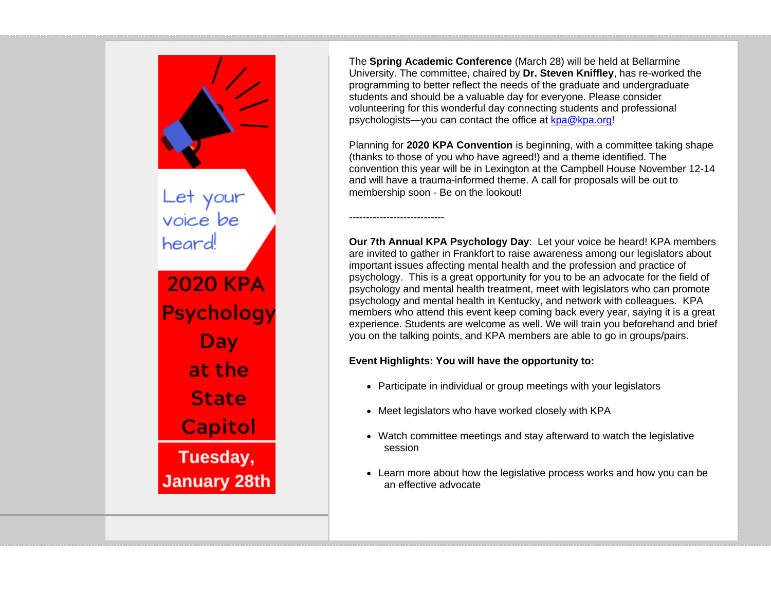Let your voice be heard!

2020 KPA Psychology Day at the State Capitol

Tuesday, January 28th

The **Spring Academic Conference** (March 28) will be held at Bellarmine University. The committee, chaired by **Dr. Steven Kniffley**, has re-worked the programming to better reflect the needs of the graduate and undergraduate students and should be a valuable day for everyone. Please consider volunteering for this wonderful day connecting students and professional psychologists—you can contact the office at kpa@kpa.org!

Planning for **2020 KPA Convention** is beginning, with a committee taking shape (thanks to those of you who have agreed!) and a theme identified. The convention this year will be in Lexington at the Campbell House November 12-14 and will have a trauma-informed theme. A call for proposals will be out to membership soon - Be on the lookout!

----------------------------

**Our 7th Annual KPA Psychology Day**: Let your voice be heard! KPA members are invited to gather in Frankfort to raise awareness among our legislators about important issues affecting mental health and the profession and practice of psychology. This is a great opportunity for you to be an advocate for the field of psychology and mental health treatment, meet with legislators who can promote psychology and mental health in Kentucky, and network with colleagues. KPA members who attend this event keep coming back every year, saying it is a great experience. Students are welcome as well. We will train you beforehand and brief you on the talking points, and KPA members are able to go in groups/pairs.

**Event Highlights: You will have the opportunity to:**

- Participate in individual or group meetings with your legislators
- Meet legislators who have worked closely with KPA
- Watch committee meetings and stay afterward to watch the legislative session
- Learn more about how the legislative process works and how you can be an effective advocate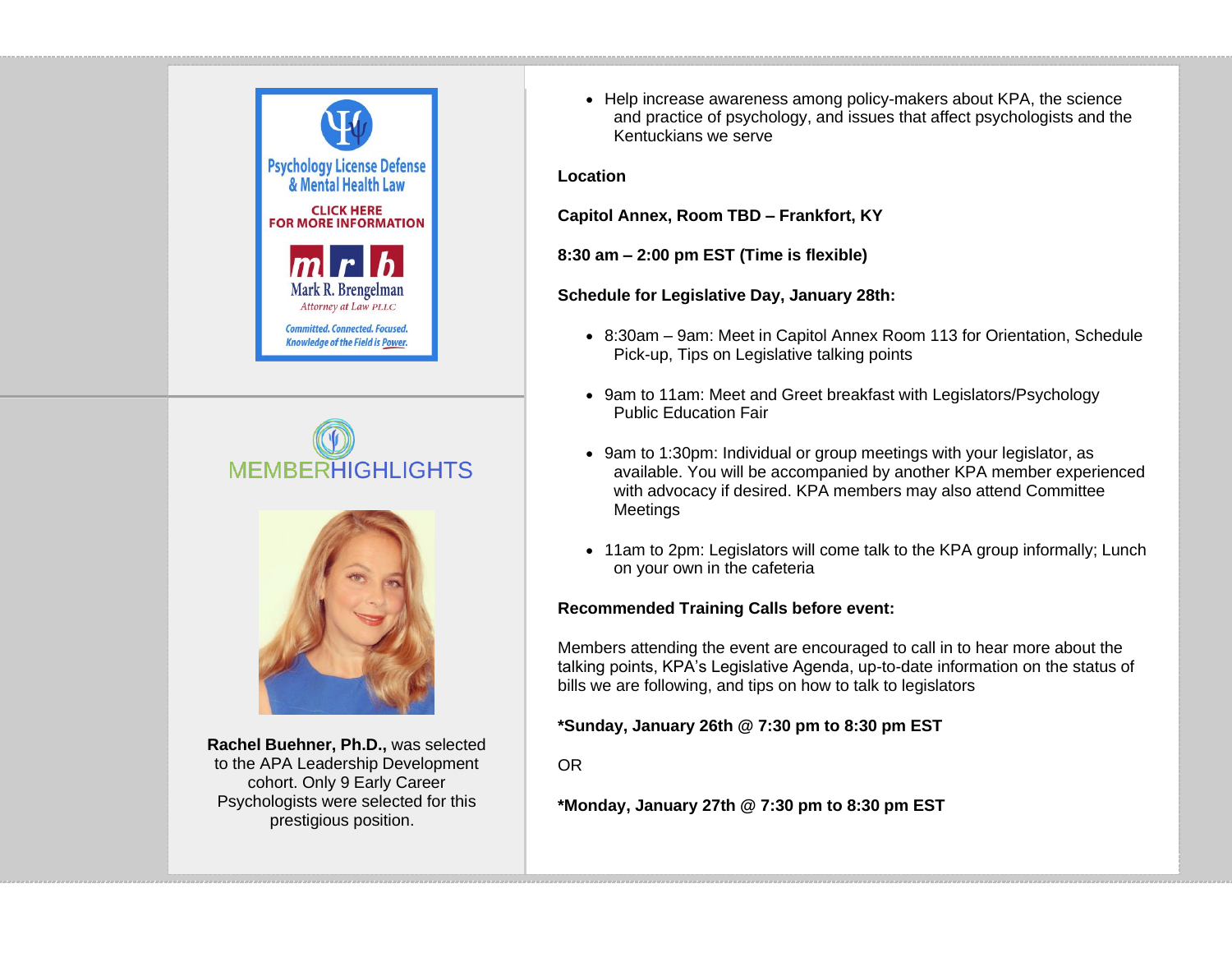Psychology License Defense & Mental Health Law

CLICK HERE FOR MORE INFORMATION

Mark R. Brengelman

Attorney at Law PLLC

Committed. Connected. Focused. Knowledge of the Field is Power.

MEMBERHIGHLIGHTS

**Rachel Buehner, Ph.D.,** was selected to the APA Leadership Development cohort. Only 9 Early Career Psychologists were selected for this prestigious position.

- Help increase awareness among policy-makers about KPA, the science and practice of psychology, and issues that affect psychologists and the Kentuckians we serve

**Location**

**Capitol Annex, Room TBD – Frankfort, KY**

**8:30 am – 2:00 pm EST (Time is flexible)**

**Schedule for Legislative Day, January 28th:**

- 8:30am – 9am: Meet in Capitol Annex Room 113 for Orientation, Schedule Pick-up, Tips on Legislative talking points
- 9am to 11am: Meet and Greet breakfast with Legislators/Psychology Public Education Fair
- 9am to 1:30pm: Individual or group meetings with your legislator, as available. You will be accompanied by another KPA member experienced with advocacy if desired. KPA members may also attend Committee Meetings
- 11am to 2pm: Legislators will come talk to the KPA group informally; Lunch on your own in the cafeteria

**Recommended Training Calls before event:**

Members attending the event are encouraged to call in to hear more about the talking points, KPA's Legislative Agenda, up-to-date information on the status of bills we are following, and tips on how to talk to legislators

**\*Sunday, January 26th @ 7:30 pm to 8:30 pm EST**

OR

**\*Monday, January 27th @ 7:30 pm to 8:30 pm EST**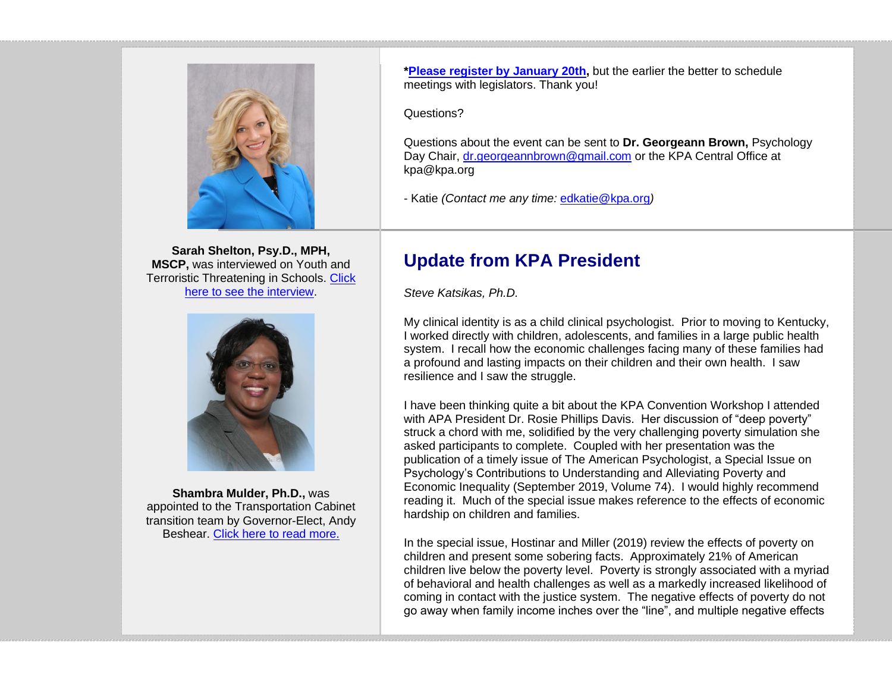**Sarah Shelton, Psy.D., MPH, MSCP,** was interviewed on Youth and Terroristic Threatening in Schools. [Click here to see the interview](#).

**Shambra Mulder, Ph.D.,** was appointed to the Transportation Cabinet transition team by Governor-Elect, Andy Beshear. [Click here to read more.](#)

**\*[Please register by January 20th](#),** but the earlier the better to schedule meetings with legislators. Thank you!

Questions?

Questions about the event can be sent to **Dr. Georgeann Brown,** Psychology Day Chair, [dr.georgeannbrown@gmail.com](mailto:dr.georgeannbrown@gmail.com) or the KPA Central Office at kpa@kpa.org

- Katie *(Contact me any time:* [edkatie@kpa.org](mailto:edkatie@kpa.org)*)*

## Update from KPA President

*Steve Katsikas, Ph.D.*

My clinical identity is as a child clinical psychologist. Prior to moving to Kentucky, I worked directly with children, adolescents, and families in a large public health system. I recall how the economic challenges facing many of these families had a profound and lasting impacts on their children and their own health. I saw resilience and I saw the struggle.

I have been thinking quite a bit about the KPA Convention Workshop I attended with APA President Dr. Rosie Phillips Davis. Her discussion of "deep poverty" struck a chord with me, solidified by the very challenging poverty simulation she asked participants to complete. Coupled with her presentation was the publication of a timely issue of The American Psychologist, a Special Issue on Psychology's Contributions to Understanding and Alleviating Poverty and Economic Inequality (September 2019, Volume 74). I would highly recommend reading it. Much of the special issue makes reference to the effects of economic hardship on children and families.

In the special issue, Hostinar and Miller (2019) review the effects of poverty on children and present some sobering facts. Approximately 21% of American children live below the poverty level. Poverty is strongly associated with a myriad of behavioral and health challenges as well as a markedly increased likelihood of coming in contact with the justice system. The negative effects of poverty do not go away when family income inches over the "line", and multiple negative effects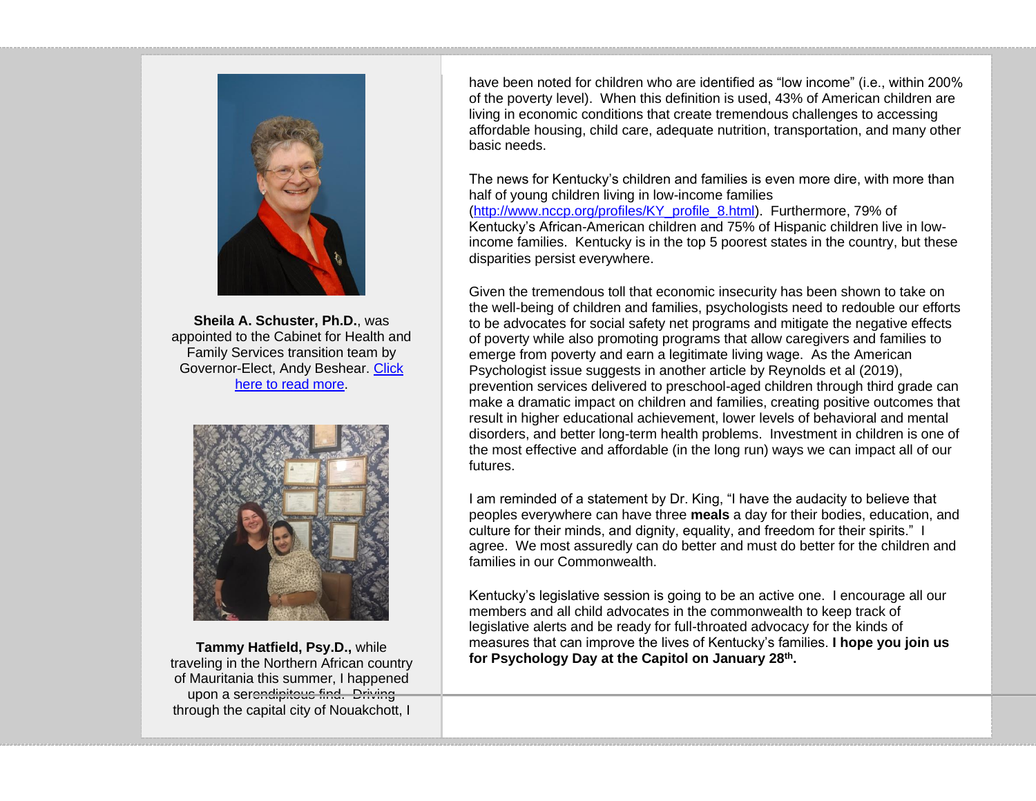have been noted for children who are identified as "low income" (i.e., within 200% of the poverty level). When this definition is used, 43% of American children are living in economic conditions that create tremendous challenges to accessing affordable housing, child care, adequate nutrition, transportation, and many other basic needs.

The news for Kentucky's children and families is even more dire, with more than half of young children living in low-income families (http://www.nccp.org/profiles/KY_profile_8.html). Furthermore, 79% of Kentucky's African-American children and 75% of Hispanic children live in low-income families. Kentucky is in the top 5 poorest states in the country, but these disparities persist everywhere.

Given the tremendous toll that economic insecurity has been shown to take on the well-being of children and families, psychologists need to redouble our efforts to be advocates for social safety net programs and mitigate the negative effects of poverty while also promoting programs that allow caregivers and families to emerge from poverty and earn a legitimate living wage. As the American Psychologist issue suggests in another article by Reynolds et al (2019), prevention services delivered to preschool-aged children through third grade can make a dramatic impact on children and families, creating positive outcomes that result in higher educational achievement, lower levels of behavioral and mental disorders, and better long-term health problems. Investment in children is one of the most effective and affordable (in the long run) ways we can impact all of our futures.

I am reminded of a statement by Dr. King, "I have the audacity to believe that peoples everywhere can have three **meals** a day for their bodies, education, and culture for their minds, and dignity, equality, and freedom for their spirits." I agree. We most assuredly can do better and must do better for the children and families in our Commonwealth.

Kentucky's legislative session is going to be an active one. I encourage all our members and all child advocates in the commonwealth to keep track of legislative alerts and be ready for full-throated advocacy for the kinds of measures that can improve the lives of Kentucky's families. **I hope you join us for Psychology Day at the Capitol on January 28th.**

**Sheila A. Schuster, Ph.D.**, was appointed to the Cabinet for Health and Family Services transition team by Governor-Elect, Andy Beshear. Click here to read more.

**Tammy Hatfield, Psy.D.,** while traveling in the Northern African country of Mauritania this summer, I happened upon a serendipitous find. Driving through the capital city of Nouakchott, I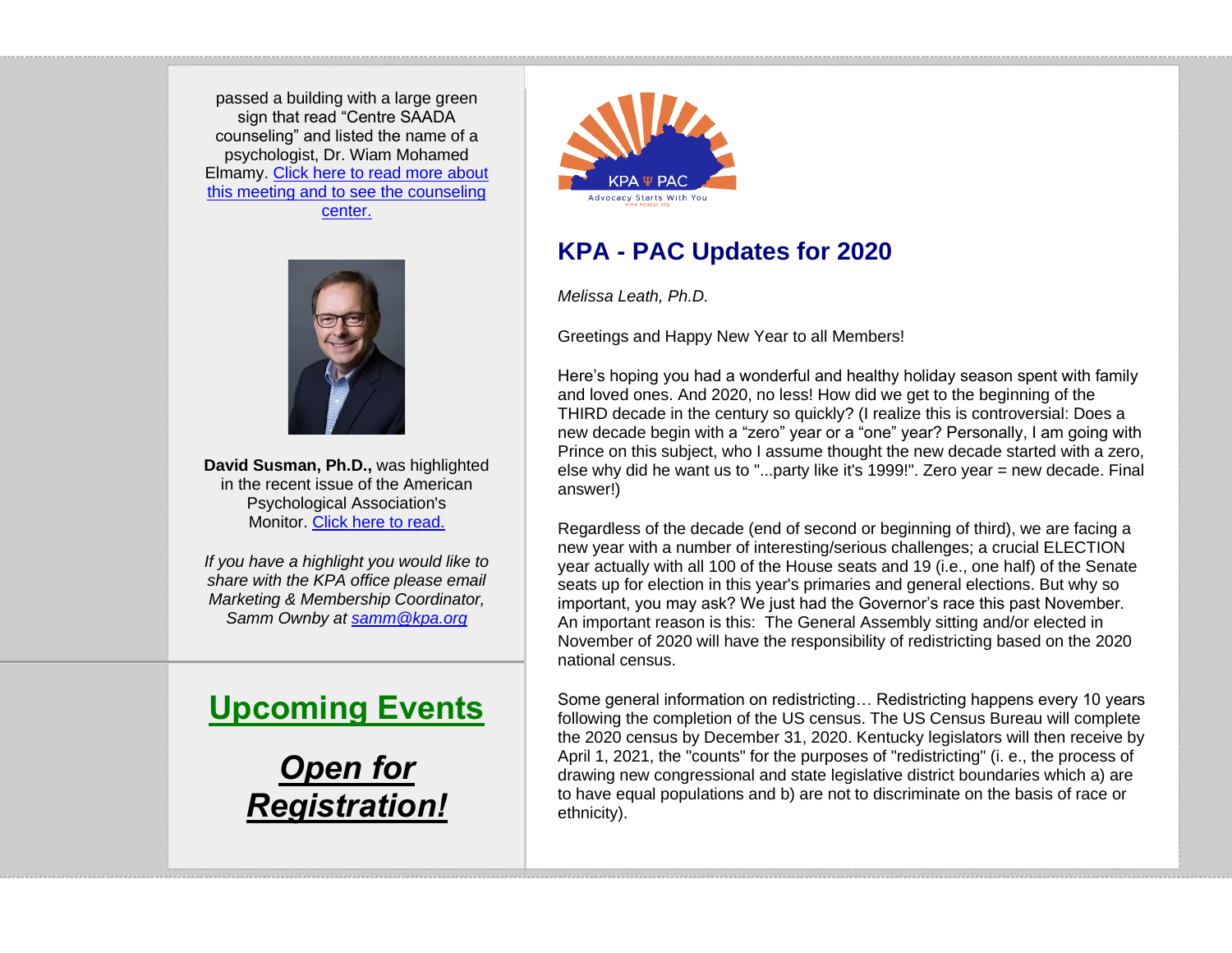passed a building with a large green sign that read “Centre SAADA counseling” and listed the name of a psychologist, Dr. Wiam Mohamed Elmamy. Click here to read more about this meeting and to see the counseling center.

**David Susman, Ph.D.,** was highlighted in the recent issue of the American Psychological Association's Monitor. Click here to read.

*If you have a highlight you would like to share with the KPA office please email Marketing & Membership Coordinator, Samm Ownby at samm@kpa.org*

## Upcoming Events

### *Open for Registration!*

## KPA - PAC Updates for 2020

*Melissa Leath, Ph.D.*

Greetings and Happy New Year to all Members!

Here’s hoping you had a wonderful and healthy holiday season spent with family and loved ones. And 2020, no less! How did we get to the beginning of the THIRD decade in the century so quickly? (I realize this is controversial: Does a new decade begin with a “zero” year or a “one” year? Personally, I am going with Prince on this subject, who I assume thought the new decade started with a zero, else why did he want us to "...party like it's 1999!". Zero year = new decade. Final answer!)

Regardless of the decade (end of second or beginning of third), we are facing a new year with a number of interesting/serious challenges; a crucial ELECTION year actually with all 100 of the House seats and 19 (i.e., one half) of the Senate seats up for election in this year's primaries and general elections. But why so important, you may ask? We just had the Governor’s race this past November. An important reason is this: The General Assembly sitting and/or elected in November of 2020 will have the responsibility of redistricting based on the 2020 national census.

Some general information on redistricting… Redistricting happens every 10 years following the completion of the US census. The US Census Bureau will complete the 2020 census by December 31, 2020. Kentucky legislators will then receive by April 1, 2021, the "counts" for the purposes of "redistricting" (i. e., the process of drawing new congressional and state legislative district boundaries which a) are to have equal populations and b) are not to discriminate on the basis of race or ethnicity).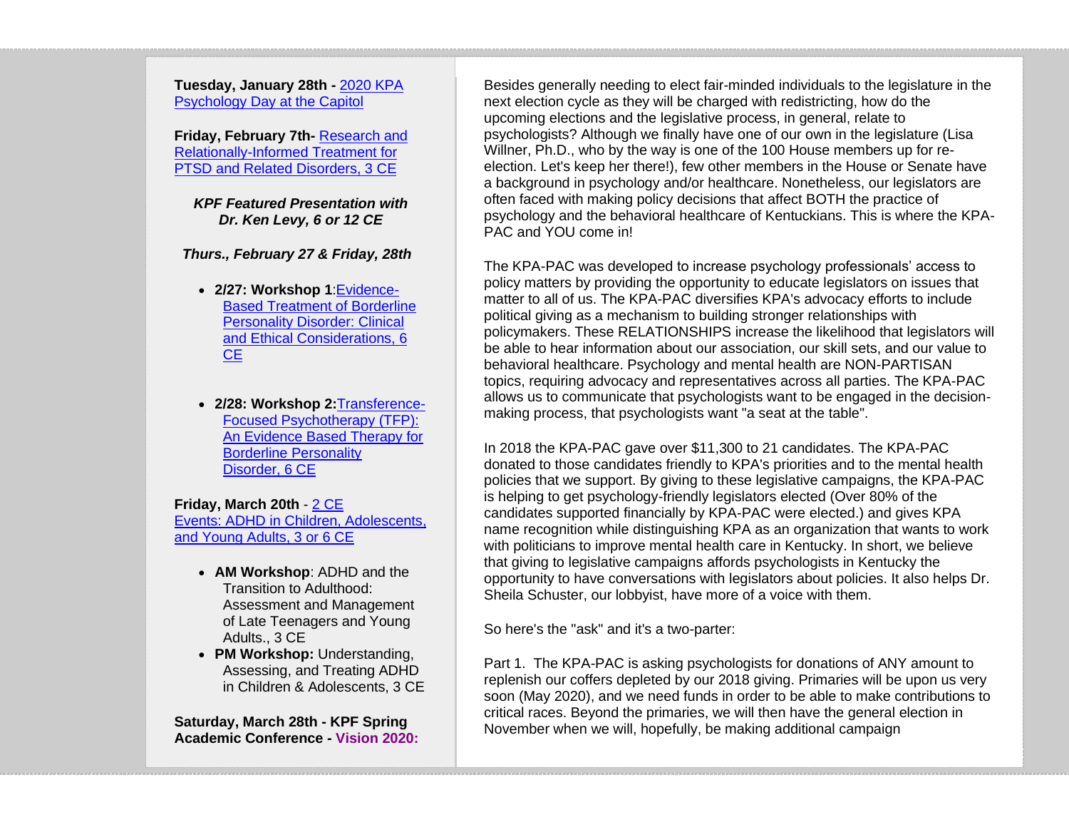**Tuesday, January 28th -** 2020 KPA Psychology Day at the Capitol

**Friday, February 7th-** Research and Relationally-Informed Treatment for PTSD and Related Disorders, 3 CE

***KPF Featured Presentation with Dr. Ken Levy, 6 or 12 CE***

***Thurs., February 27 & Friday, 28th***

- **2/27: Workshop 1**:Evidence-Based Treatment of Borderline Personality Disorder: Clinical and Ethical Considerations, 6 CE

- **2/28: Workshop 2:**Transference-Focused Psychotherapy (TFP): An Evidence Based Therapy for Borderline Personality Disorder, 6 CE

**Friday, March 20th** - 2 CE Events: ADHD in Children, Adolescents, and Young Adults, 3 or 6 CE

- **AM Workshop**: ADHD and the Transition to Adulthood: Assessment and Management of Late Teenagers and Young Adults., 3 CE
- **PM Workshop:** Understanding, Assessing, and Treating ADHD in Children & Adolescents, 3 CE

**Saturday, March 28th - KPF Spring Academic Conference - Vision 2020:**

Besides generally needing to elect fair-minded individuals to the legislature in the next election cycle as they will be charged with redistricting, how do the upcoming elections and the legislative process, in general, relate to psychologists? Although we finally have one of our own in the legislature (Lisa Willner, Ph.D., who by the way is one of the 100 House members up for re-election. Let's keep her there!), few other members in the House or Senate have a background in psychology and/or healthcare. Nonetheless, our legislators are often faced with making policy decisions that affect BOTH the practice of psychology and the behavioral healthcare of Kentuckians. This is where the KPA-PAC and YOU come in!

The KPA-PAC was developed to increase psychology professionals' access to policy matters by providing the opportunity to educate legislators on issues that matter to all of us. The KPA-PAC diversifies KPA's advocacy efforts to include political giving as a mechanism to building stronger relationships with policymakers. These RELATIONSHIPS increase the likelihood that legislators will be able to hear information about our association, our skill sets, and our value to behavioral healthcare. Psychology and mental health are NON-PARTISAN topics, requiring advocacy and representatives across all parties. The KPA-PAC allows us to communicate that psychologists want to be engaged in the decision-making process, that psychologists want "a seat at the table".

In 2018 the KPA-PAC gave over $11,300 to 21 candidates. The KPA-PAC donated to those candidates friendly to KPA's priorities and to the mental health policies that we support. By giving to these legislative campaigns, the KPA-PAC is helping to get psychology-friendly legislators elected (Over 80% of the candidates supported financially by KPA-PAC were elected.) and gives KPA name recognition while distinguishing KPA as an organization that wants to work with politicians to improve mental health care in Kentucky. In short, we believe that giving to legislative campaigns affords psychologists in Kentucky the opportunity to have conversations with legislators about policies. It also helps Dr. Sheila Schuster, our lobbyist, have more of a voice with them.

So here's the "ask" and it's a two-parter:

Part 1. The KPA-PAC is asking psychologists for donations of ANY amount to replenish our coffers depleted by our 2018 giving. Primaries will be upon us very soon (May 2020), and we need funds in order to be able to make contributions to critical races. Beyond the primaries, we will then have the general election in November when we will, hopefully, be making additional campaign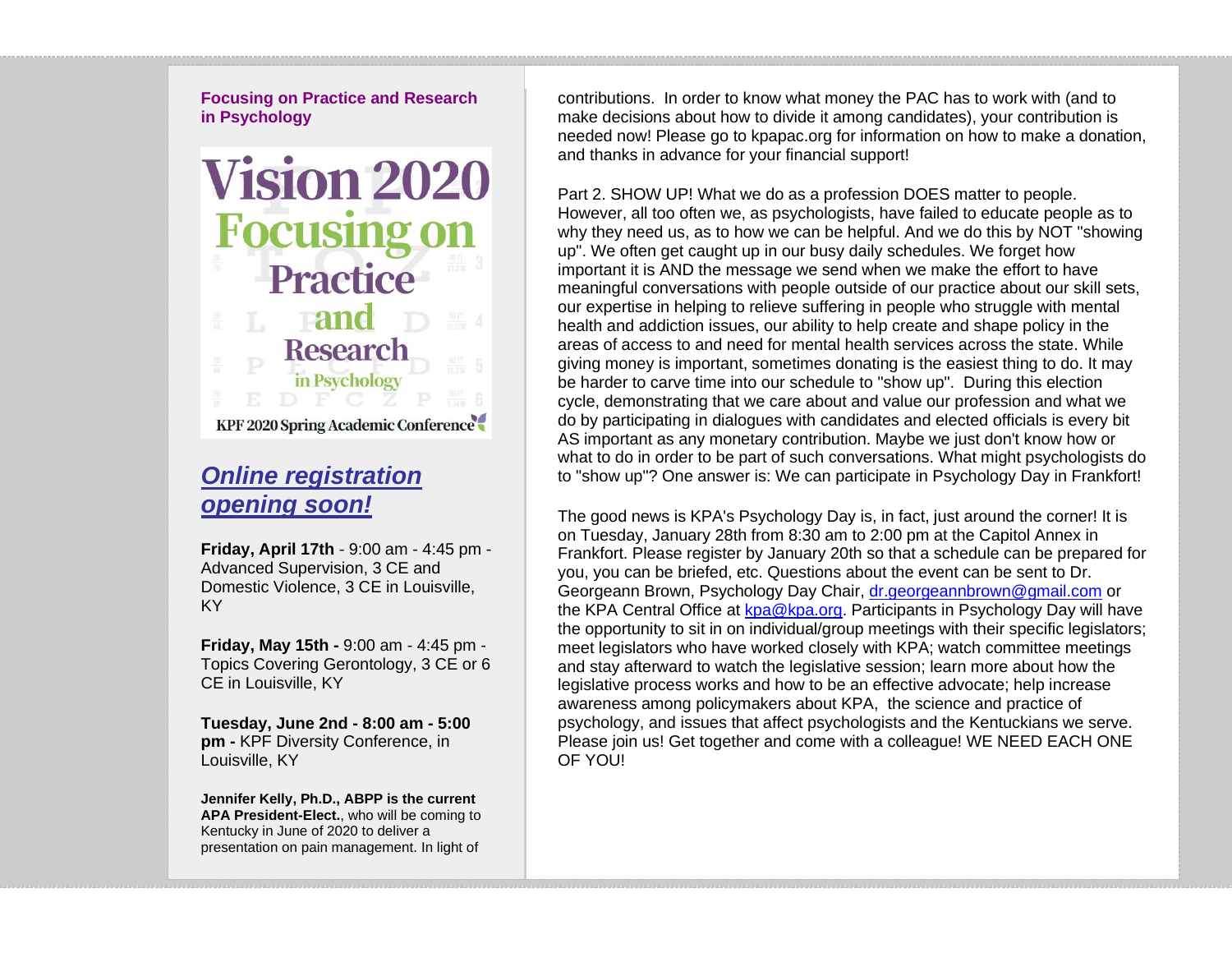**Focusing on Practice and Research in Psychology**

Vision 2020 Focusing on Practice and Research in Psychology

KPF 2020 Spring Academic Conference

## *Online registration opening soon!*

**Friday, April 17th** - 9:00 am - 4:45 pm - Advanced Supervision, 3 CE and Domestic Violence, 3 CE in Louisville, KY

**Friday, May 15th -** 9:00 am - 4:45 pm - Topics Covering Gerontology, 3 CE or 6 CE in Louisville, KY

**Tuesday, June 2nd - 8:00 am - 5:00 pm -** KPF Diversity Conference, in Louisville, KY

**Jennifer Kelly, Ph.D., ABPP is the current APA President-Elect.**, who will be coming to Kentucky in June of 2020 to deliver a presentation on pain management. In light of

contributions. In order to know what money the PAC has to work with (and to make decisions about how to divide it among candidates), your contribution is needed now! Please go to kpapac.org for information on how to make a donation, and thanks in advance for your financial support!

Part 2. SHOW UP! What we do as a profession DOES matter to people. However, all too often we, as psychologists, have failed to educate people as to why they need us, as to how we can be helpful. And we do this by NOT "showing up". We often get caught up in our busy daily schedules. We forget how important it is AND the message we send when we make the effort to have meaningful conversations with people outside of our practice about our skill sets, our expertise in helping to relieve suffering in people who struggle with mental health and addiction issues, our ability to help create and shape policy in the areas of access to and need for mental health services across the state. While giving money is important, sometimes donating is the easiest thing to do. It may be harder to carve time into our schedule to "show up". During this election cycle, demonstrating that we care about and value our profession and what we do by participating in dialogues with candidates and elected officials is every bit AS important as any monetary contribution. Maybe we just don't know how or what to do in order to be part of such conversations. What might psychologists do to "show up"? One answer is: We can participate in Psychology Day in Frankfort!

The good news is KPA's Psychology Day is, in fact, just around the corner! It is on Tuesday, January 28th from 8:30 am to 2:00 pm at the Capitol Annex in Frankfort. Please register by January 20th so that a schedule can be prepared for you, you can be briefed, etc. Questions about the event can be sent to Dr. Georgeann Brown, Psychology Day Chair, dr.georgeannbrown@gmail.com or the KPA Central Office at kpa@kpa.org. Participants in Psychology Day will have the opportunity to sit in on individual/group meetings with their specific legislators; meet legislators who have worked closely with KPA; watch committee meetings and stay afterward to watch the legislative session; learn more about how the legislative process works and how to be an effective advocate; help increase awareness among policymakers about KPA, the science and practice of psychology, and issues that affect psychologists and the Kentuckians we serve. Please join us! Get together and come with a colleague! WE NEED EACH ONE OF YOU!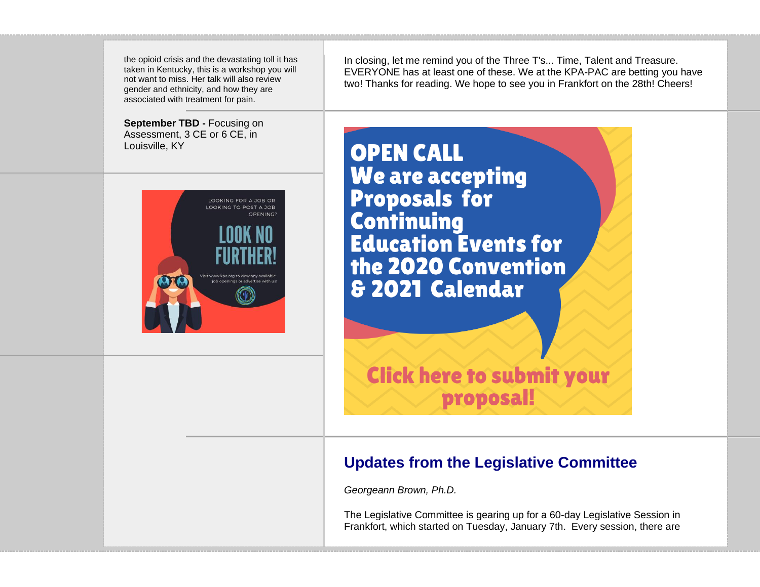the opioid crisis and the devastating toll it has taken in Kentucky, this is a workshop you will not want to miss. Her talk will also review gender and ethnicity, and how they are associated with treatment for pain.

**September TBD -** Focusing on Assessment, 3 CE or 6 CE, in Louisville, KY

In closing, let me remind you of the Three T's... Time, Talent and Treasure. EVERYONE has at least one of these. We at the KPA-PAC are betting you have two! Thanks for reading. We hope to see you in Frankfort on the 28th! Cheers!

## Updates from the Legislative Committee

*Georgeann Brown, Ph.D.*

The Legislative Committee is gearing up for a 60-day Legislative Session in Frankfort, which started on Tuesday, January 7th. Every session, there are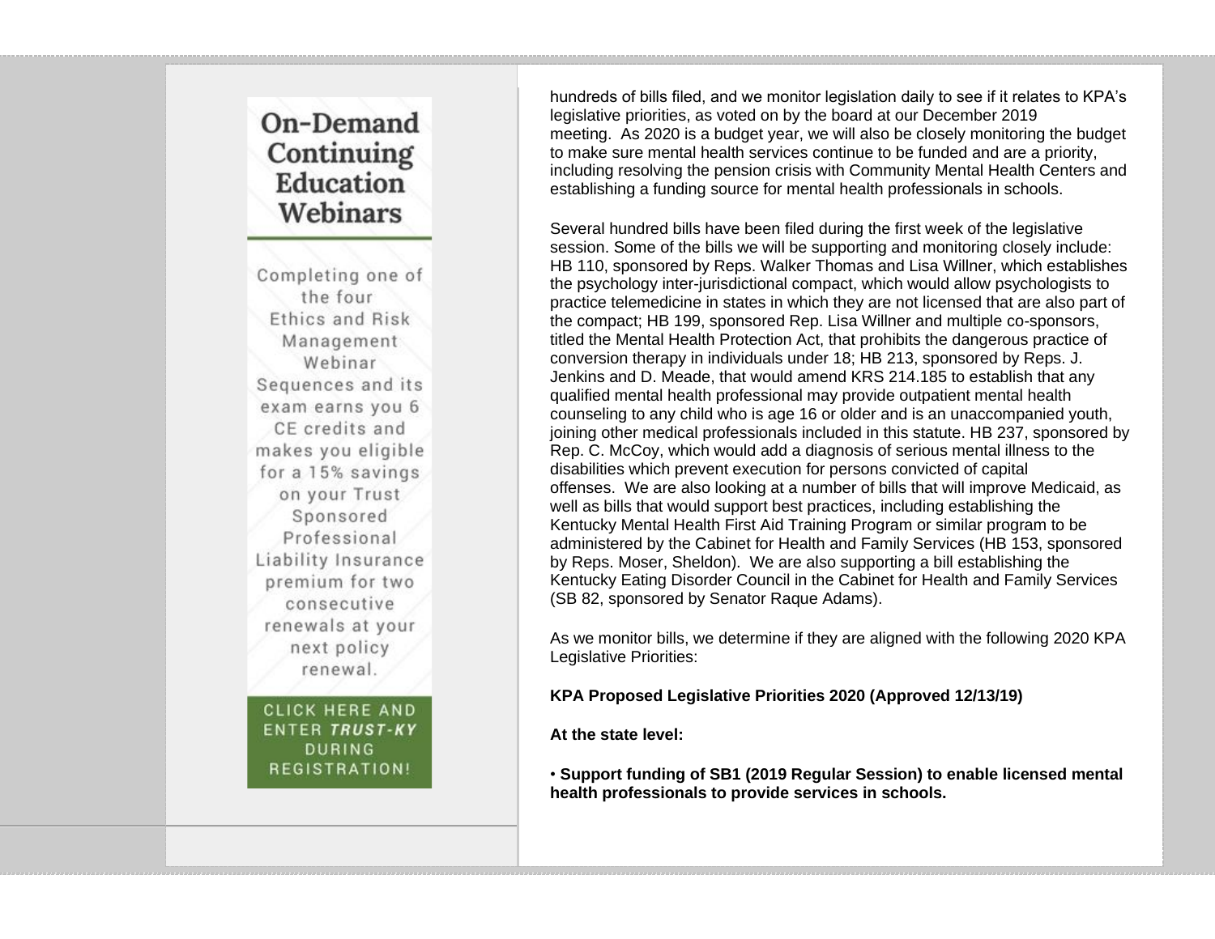## On-Demand Continuing Education Webinars

Completing one of the four Ethics and Risk Management Webinar Sequences and its exam earns you 6 CE credits and makes you eligible for a 15% savings on your Trust Sponsored Professional Liability Insurance premium for two consecutive renewals at your next policy renewal.

CLICK HERE AND ENTER ***TRUST-KY*** DURING REGISTRATION!

hundreds of bills filed, and we monitor legislation daily to see if it relates to KPA's legislative priorities, as voted on by the board at our December 2019 meeting. As 2020 is a budget year, we will also be closely monitoring the budget to make sure mental health services continue to be funded and are a priority, including resolving the pension crisis with Community Mental Health Centers and establishing a funding source for mental health professionals in schools.

Several hundred bills have been filed during the first week of the legislative session. Some of the bills we will be supporting and monitoring closely include: HB 110, sponsored by Reps. Walker Thomas and Lisa Willner, which establishes the psychology inter-jurisdictional compact, which would allow psychologists to practice telemedicine in states in which they are not licensed that are also part of the compact; HB 199, sponsored Rep. Lisa Willner and multiple co-sponsors, titled the Mental Health Protection Act, that prohibits the dangerous practice of conversion therapy in individuals under 18; HB 213, sponsored by Reps. J. Jenkins and D. Meade, that would amend KRS 214.185 to establish that any qualified mental health professional may provide outpatient mental health counseling to any child who is age 16 or older and is an unaccompanied youth, joining other medical professionals included in this statute. HB 237, sponsored by Rep. C. McCoy, which would add a diagnosis of serious mental illness to the disabilities which prevent execution for persons convicted of capital offenses. We are also looking at a number of bills that will improve Medicaid, as well as bills that would support best practices, including establishing the Kentucky Mental Health First Aid Training Program or similar program to be administered by the Cabinet for Health and Family Services (HB 153, sponsored by Reps. Moser, Sheldon). We are also supporting a bill establishing the Kentucky Eating Disorder Council in the Cabinet for Health and Family Services (SB 82, sponsored by Senator Raque Adams).

As we monitor bills, we determine if they are aligned with the following 2020 KPA Legislative Priorities:

**KPA Proposed Legislative Priorities 2020 (Approved 12/13/19)**

**At the state level:**

- **Support funding of SB1 (2019 Regular Session) to enable licensed mental health professionals to provide services in schools.**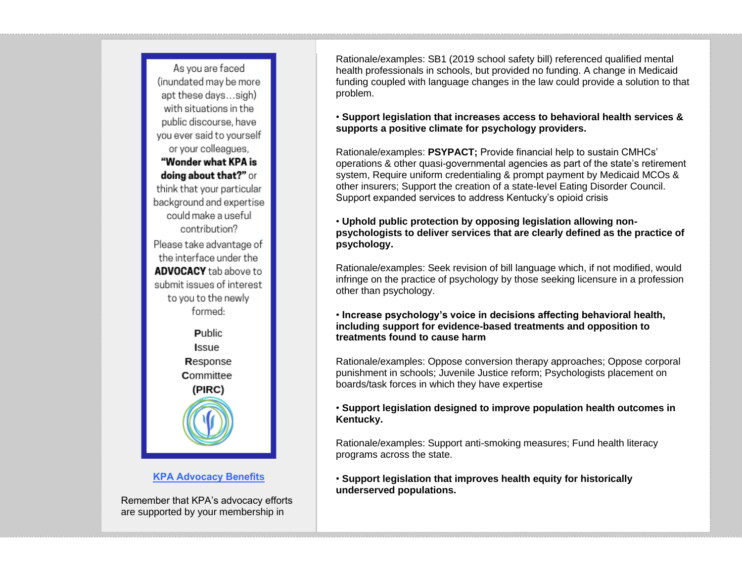As you are faced (inundated may be more apt these days…sigh) with situations in the public discourse, have you ever said to yourself or your colleagues, **"Wonder what KPA is doing about that?"** or think that your particular background and expertise could make a useful contribution?

Please take advantage of the interface under the **ADVOCACY** tab above to submit issues of interest to you to the newly formed:

**P**ublic
**I**ssue
**R**esponse
**C**ommittee
**(PIRC)**

[KPA Advocacy Benefits]

Remember that KPA's advocacy efforts are supported by your membership in

Rationale/examples: SB1 (2019 school safety bill) referenced qualified mental health professionals in schools, but provided no funding. A change in Medicaid funding coupled with language changes in the law could provide a solution to that problem.

• **Support legislation that increases access to behavioral health services & supports a positive climate for psychology providers.**

Rationale/examples: **PSYPACT;** Provide financial help to sustain CMHCs' operations & other quasi-governmental agencies as part of the state's retirement system, Require uniform credentialing & prompt payment by Medicaid MCOs & other insurers; Support the creation of a state-level Eating Disorder Council. Support expanded services to address Kentucky's opioid crisis

• **Uphold public protection by opposing legislation allowing non-psychologists to deliver services that are clearly defined as the practice of psychology.**

Rationale/examples: Seek revision of bill language which, if not modified, would infringe on the practice of psychology by those seeking licensure in a profession other than psychology.

• **Increase psychology's voice in decisions affecting behavioral health, including support for evidence-based treatments and opposition to treatments found to cause harm**

Rationale/examples: Oppose conversion therapy approaches; Oppose corporal punishment in schools; Juvenile Justice reform; Psychologists placement on boards/task forces in which they have expertise

• **Support legislation designed to improve population health outcomes in Kentucky.**

Rationale/examples: Support anti-smoking measures; Fund health literacy programs across the state.

• **Support legislation that improves health equity for historically underserved populations.**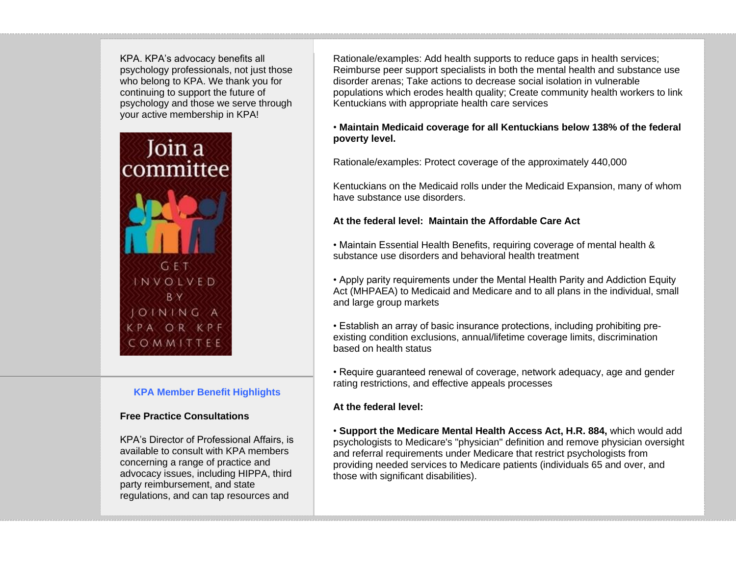KPA. KPA's advocacy benefits all psychology professionals, not just those who belong to KPA. We thank you for continuing to support the future of psychology and those we serve through your active membership in KPA!

Join a committee

GET INVOLVED BY JOINING A KPA OR KPF COMMITTEE

### KPA Member Benefit Highlights

**Free Practice Consultations**

KPA's Director of Professional Affairs, is available to consult with KPA members concerning a range of practice and advocacy issues, including HIPPA, third party reimbursement, and state regulations, and can tap resources and

Rationale/examples: Add health supports to reduce gaps in health services; Reimburse peer support specialists in both the mental health and substance use disorder arenas; Take actions to decrease social isolation in vulnerable populations which erodes health quality; Create community health workers to link Kentuckians with appropriate health care services

• **Maintain Medicaid coverage for all Kentuckians below 138% of the federal poverty level.**

Rationale/examples: Protect coverage of the approximately 440,000

Kentuckians on the Medicaid rolls under the Medicaid Expansion, many of whom have substance use disorders.

**At the federal level: Maintain the Affordable Care Act**

• Maintain Essential Health Benefits, requiring coverage of mental health & substance use disorders and behavioral health treatment

• Apply parity requirements under the Mental Health Parity and Addiction Equity Act (MHPAEA) to Medicaid and Medicare and to all plans in the individual, small and large group markets

• Establish an array of basic insurance protections, including prohibiting pre-existing condition exclusions, annual/lifetime coverage limits, discrimination based on health status

• Require guaranteed renewal of coverage, network adequacy, age and gender rating restrictions, and effective appeals processes

**At the federal level:**

• **Support the Medicare Mental Health Access Act, H.R. 884,** which would add psychologists to Medicare's "physician" definition and remove physician oversight and referral requirements under Medicare that restrict psychologists from providing needed services to Medicare patients (individuals 65 and over, and those with significant disabilities).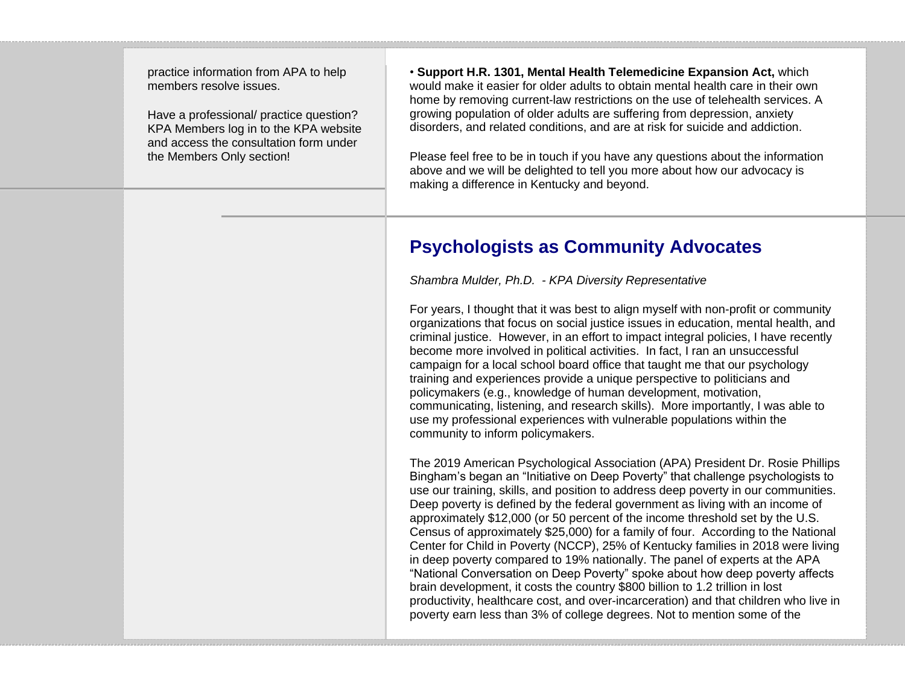practice information from APA to help members resolve issues.

Have a professional/ practice question? KPA Members log in to the KPA website and access the consultation form under the Members Only section!

• **Support H.R. 1301, Mental Health Telemedicine Expansion Act,** which would make it easier for older adults to obtain mental health care in their own home by removing current-law restrictions on the use of telehealth services. A growing population of older adults are suffering from depression, anxiety disorders, and related conditions, and are at risk for suicide and addiction.

Please feel free to be in touch if you have any questions about the information above and we will be delighted to tell you more about how our advocacy is making a difference in Kentucky and beyond.

## Psychologists as Community Advocates

*Shambra Mulder, Ph.D.  - KPA Diversity Representative*

For years, I thought that it was best to align myself with non-profit or community organizations that focus on social justice issues in education, mental health, and criminal justice.  However, in an effort to impact integral policies, I have recently become more involved in political activities.  In fact, I ran an unsuccessful campaign for a local school board office that taught me that our psychology training and experiences provide a unique perspective to politicians and policymakers (e.g., knowledge of human development, motivation, communicating, listening, and research skills).  More importantly, I was able to use my professional experiences with vulnerable populations within the community to inform policymakers.

The 2019 American Psychological Association (APA) President Dr. Rosie Phillips Bingham's began an "Initiative on Deep Poverty" that challenge psychologists to use our training, skills, and position to address deep poverty in our communities. Deep poverty is defined by the federal government as living with an income of approximately $12,000 (or 50 percent of the income threshold set by the U.S. Census of approximately $25,000) for a family of four.  According to the National Center for Child in Poverty (NCCP), 25% of Kentucky families in 2018 were living in deep poverty compared to 19% nationally. The panel of experts at the APA "National Conversation on Deep Poverty" spoke about how deep poverty affects brain development, it costs the country $800 billion to 1.2 trillion in lost productivity, healthcare cost, and over-incarceration) and that children who live in poverty earn less than 3% of college degrees. Not to mention some of the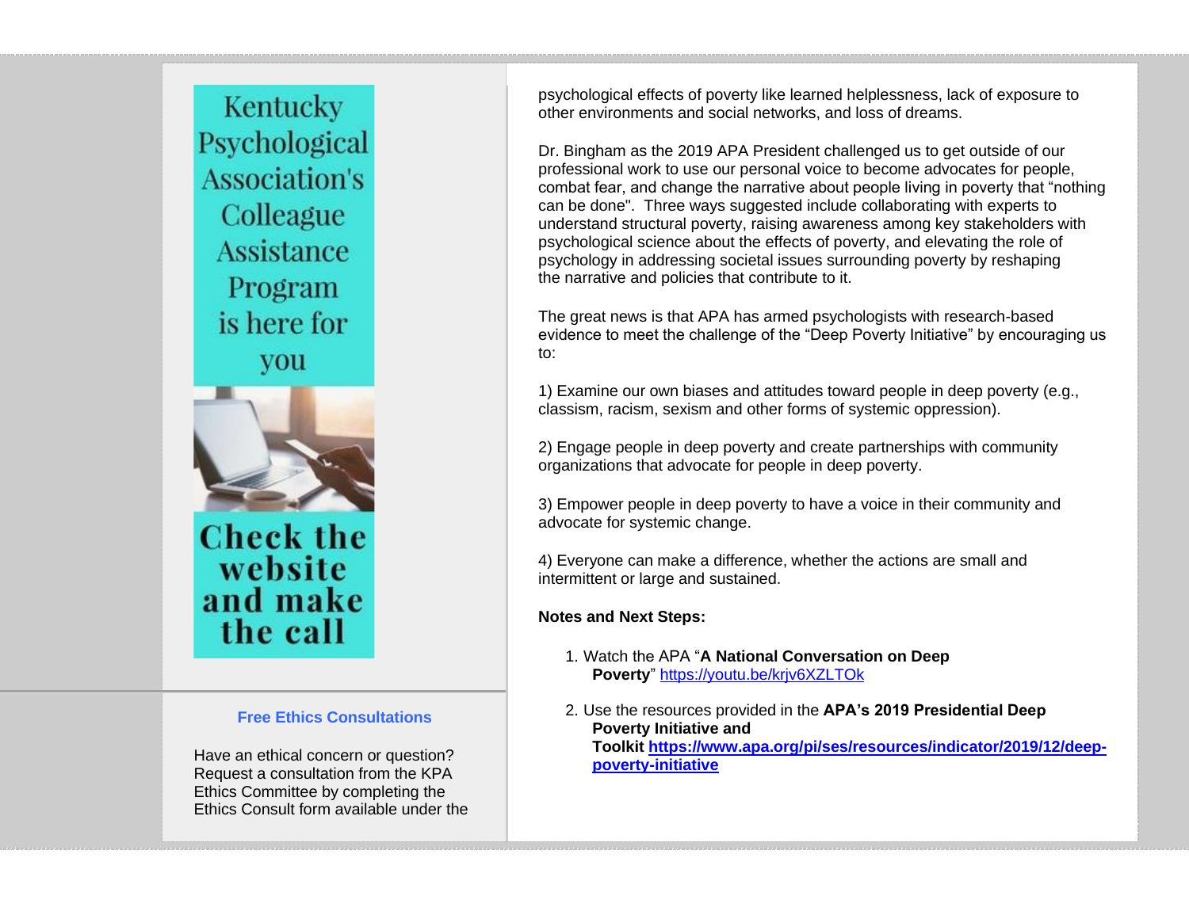psychological effects of poverty like learned helplessness, lack of exposure to other environments and social networks, and loss of dreams.

Dr. Bingham as the 2019 APA President challenged us to get outside of our professional work to use our personal voice to become advocates for people, combat fear, and change the narrative about people living in poverty that "nothing can be done". Three ways suggested include collaborating with experts to understand structural poverty, raising awareness among key stakeholders with psychological science about the effects of poverty, and elevating the role of psychology in addressing societal issues surrounding poverty by reshaping the narrative and policies that contribute to it.

The great news is that APA has armed psychologists with research-based evidence to meet the challenge of the "Deep Poverty Initiative" by encouraging us to:

1) Examine our own biases and attitudes toward people in deep poverty (e.g., classism, racism, sexism and other forms of systemic oppression).

2) Engage people in deep poverty and create partnerships with community organizations that advocate for people in deep poverty.

3) Empower people in deep poverty to have a voice in their community and advocate for systemic change.

4) Everyone can make a difference, whether the actions are small and intermittent or large and sustained.

**Notes and Next Steps:**

1. Watch the APA "**A National Conversation on Deep Poverty**" https://youtu.be/krjv6XZLTOk
2. Use the resources provided in the **APA's 2019 Presidential Deep Poverty Initiative and Toolkit https://www.apa.org/pi/ses/resources/indicator/2019/12/deep-poverty-initiative**

Kentucky Psychological Association's Colleague Assistance Program is here for you

Check the website and make the call

### Free Ethics Consultations

Have an ethical concern or question? Request a consultation from the KPA Ethics Committee by completing the Ethics Consult form available under the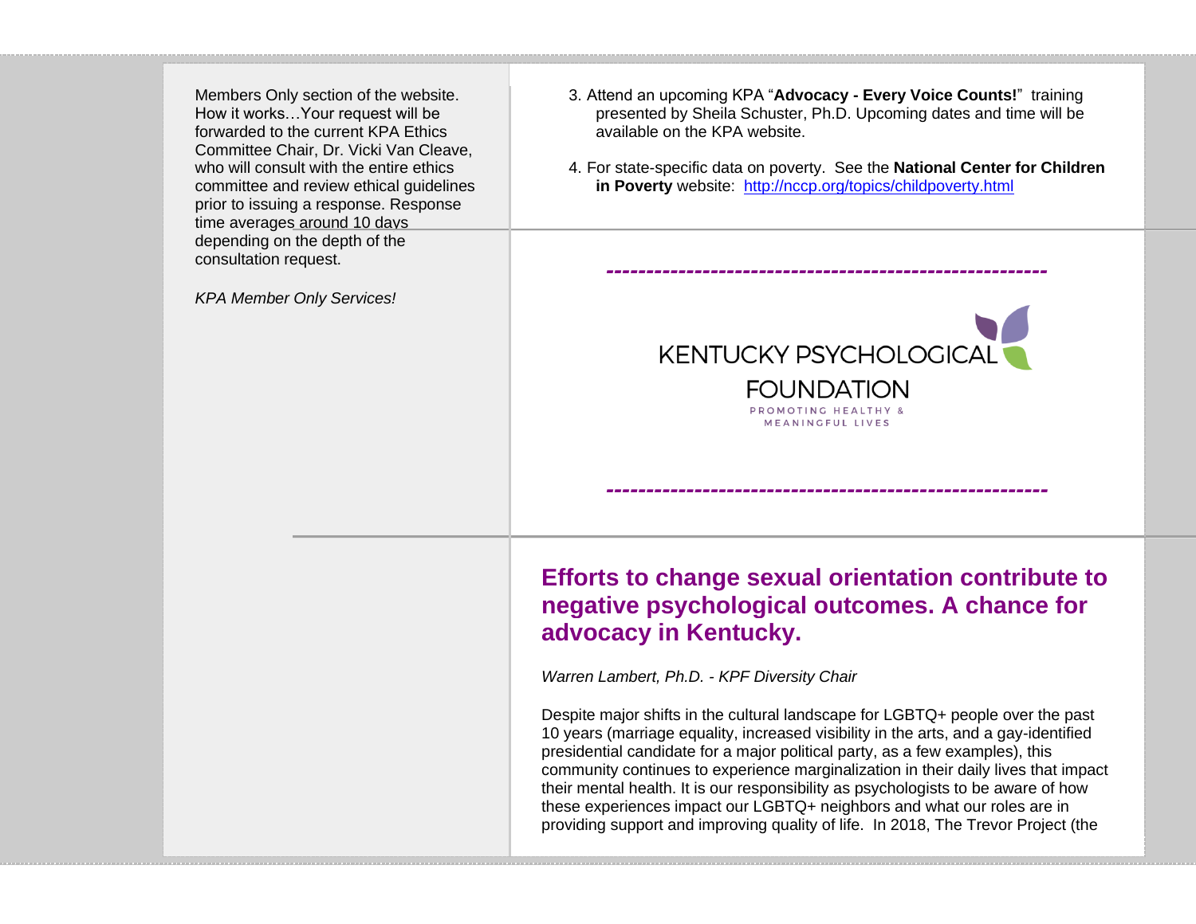Members Only section of the website. How it works…Your request will be forwarded to the current KPA Ethics Committee Chair, Dr. Vicki Van Cleave, who will consult with the entire ethics committee and review ethical guidelines prior to issuing a response. Response time averages around 10 days depending on the depth of the consultation request.

*KPA Member Only Services!*

3. Attend an upcoming KPA "**Advocacy - Every Voice Counts!**" training presented by Sheila Schuster, Ph.D. Upcoming dates and time will be available on the KPA website.

4. For state-specific data on poverty. See the **National Center for Children in Poverty** website: http://nccp.org/topics/childpoverty.html

---

KENTUCKY PSYCHOLOGICAL FOUNDATION

PROMOTING HEALTHY & MEANINGFUL LIVES

---

## Efforts to change sexual orientation contribute to negative psychological outcomes. A chance for advocacy in Kentucky.

*Warren Lambert, Ph.D. - KPF Diversity Chair*

Despite major shifts in the cultural landscape for LGBTQ+ people over the past 10 years (marriage equality, increased visibility in the arts, and a gay-identified presidential candidate for a major political party, as a few examples), this community continues to experience marginalization in their daily lives that impact their mental health. It is our responsibility as psychologists to be aware of how these experiences impact our LGBTQ+ neighbors and what our roles are in providing support and improving quality of life. In 2018, The Trevor Project (the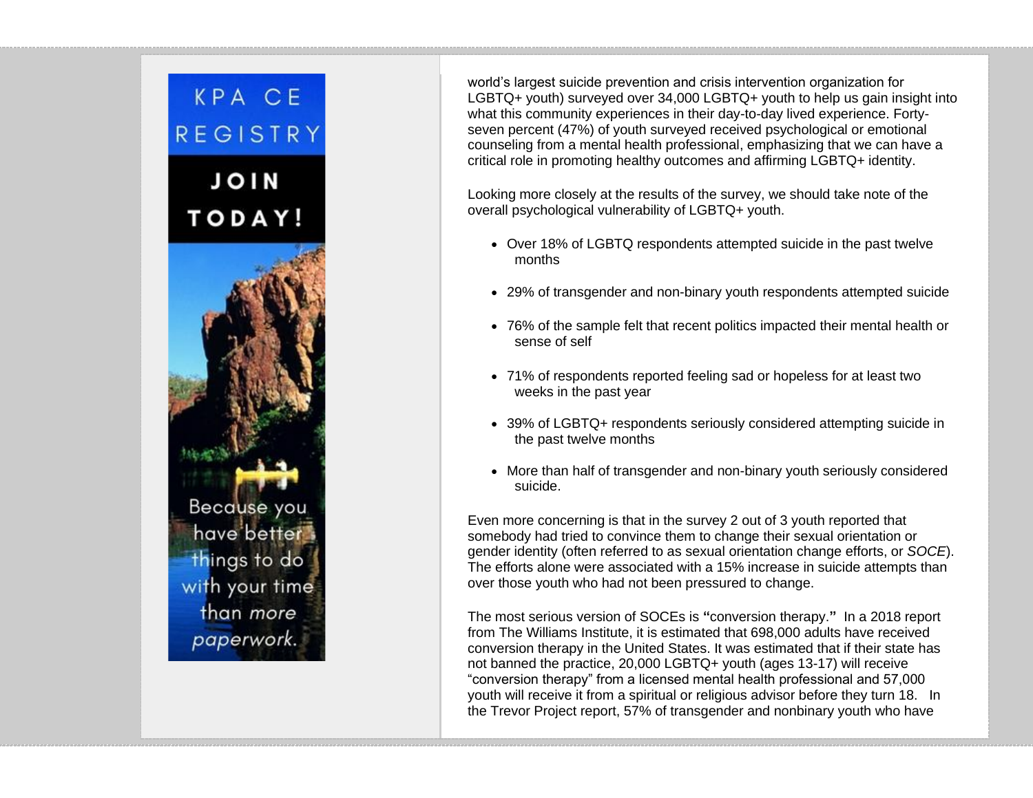KPA CE REGISTRY

JOIN TODAY!

Because you have better things to do with your time than *more* paperwork.

world's largest suicide prevention and crisis intervention organization for LGBTQ+ youth) surveyed over 34,000 LGBTQ+ youth to help us gain insight into what this community experiences in their day-to-day lived experience. Forty-seven percent (47%) of youth surveyed received psychological or emotional counseling from a mental health professional, emphasizing that we can have a critical role in promoting healthy outcomes and affirming LGBTQ+ identity.

Looking more closely at the results of the survey, we should take note of the overall psychological vulnerability of LGBTQ+ youth.

- Over 18% of LGBTQ respondents attempted suicide in the past twelve months
- 29% of transgender and non-binary youth respondents attempted suicide
- 76% of the sample felt that recent politics impacted their mental health or sense of self
- 71% of respondents reported feeling sad or hopeless for at least two weeks in the past year
- 39% of LGBTQ+ respondents seriously considered attempting suicide in the past twelve months
- More than half of transgender and non-binary youth seriously considered suicide.

Even more concerning is that in the survey 2 out of 3 youth reported that somebody had tried to convince them to change their sexual orientation or gender identity (often referred to as sexual orientation change efforts, or *SOCE*). The efforts alone were associated with a 15% increase in suicide attempts than over those youth who had not been pressured to change.

The most serious version of SOCEs is **"**conversion therapy.**"** In a 2018 report from The Williams Institute, it is estimated that 698,000 adults have received conversion therapy in the United States. It was estimated that if their state has not banned the practice, 20,000 LGBTQ+ youth (ages 13-17) will receive "conversion therapy" from a licensed mental health professional and 57,000 youth will receive it from a spiritual or religious advisor before they turn 18. In the Trevor Project report, 57% of transgender and nonbinary youth who have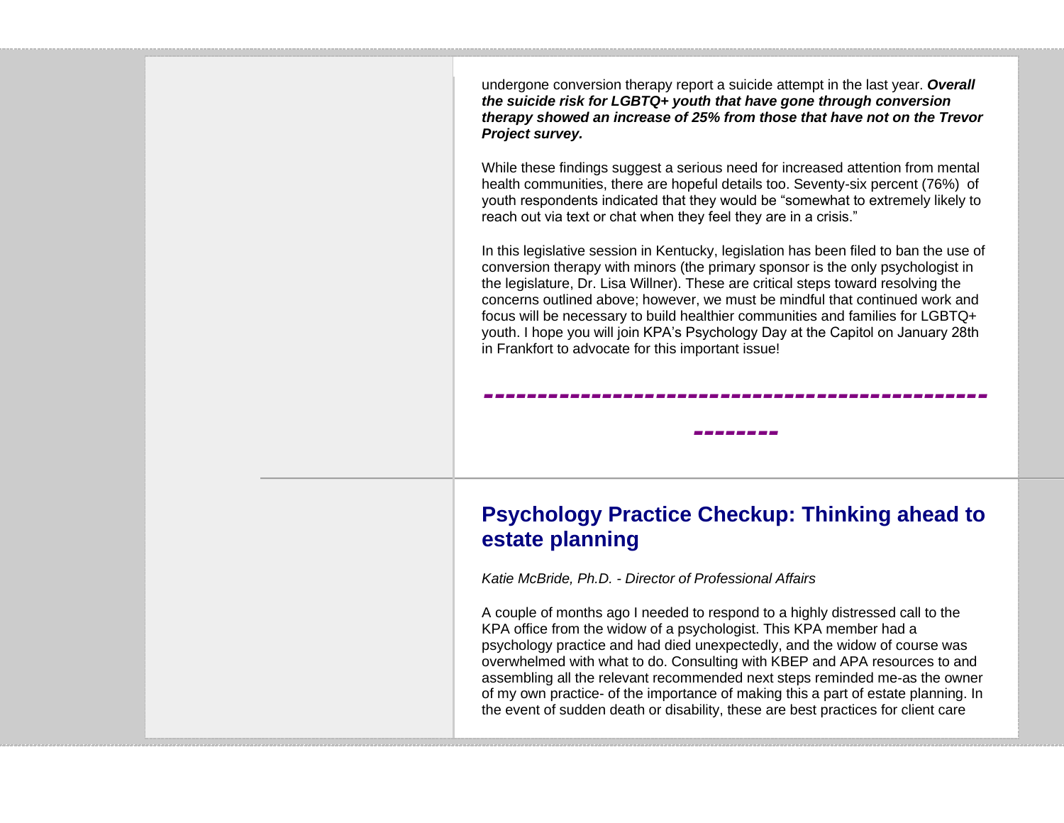undergone conversion therapy report a suicide attempt in the last year. ***Overall the suicide risk for LGBTQ+ youth that have gone through conversion therapy showed an increase of 25% from those that have not on the Trevor Project survey.***

While these findings suggest a serious need for increased attention from mental health communities, there are hopeful details too. Seventy-six percent (76%) of youth respondents indicated that they would be "somewhat to extremely likely to reach out via text or chat when they feel they are in a crisis."

In this legislative session in Kentucky, legislation has been filed to ban the use of conversion therapy with minors (the primary sponsor is the only psychologist in the legislature, Dr. Lisa Willner). These are critical steps toward resolving the concerns outlined above; however, we must be mindful that continued work and focus will be necessary to build healthier communities and families for LGBTQ+ youth. I hope you will join KPA's Psychology Day at the Capitol on January 28th in Frankfort to advocate for this important issue!

---

## Psychology Practice Checkup: Thinking ahead to estate planning

*Katie McBride, Ph.D. - Director of Professional Affairs*

A couple of months ago I needed to respond to a highly distressed call to the KPA office from the widow of a psychologist. This KPA member had a psychology practice and had died unexpectedly, and the widow of course was overwhelmed with what to do. Consulting with KBEP and APA resources to and assembling all the relevant recommended next steps reminded me-as the owner of my own practice- of the importance of making this a part of estate planning. In the event of sudden death or disability, these are best practices for client care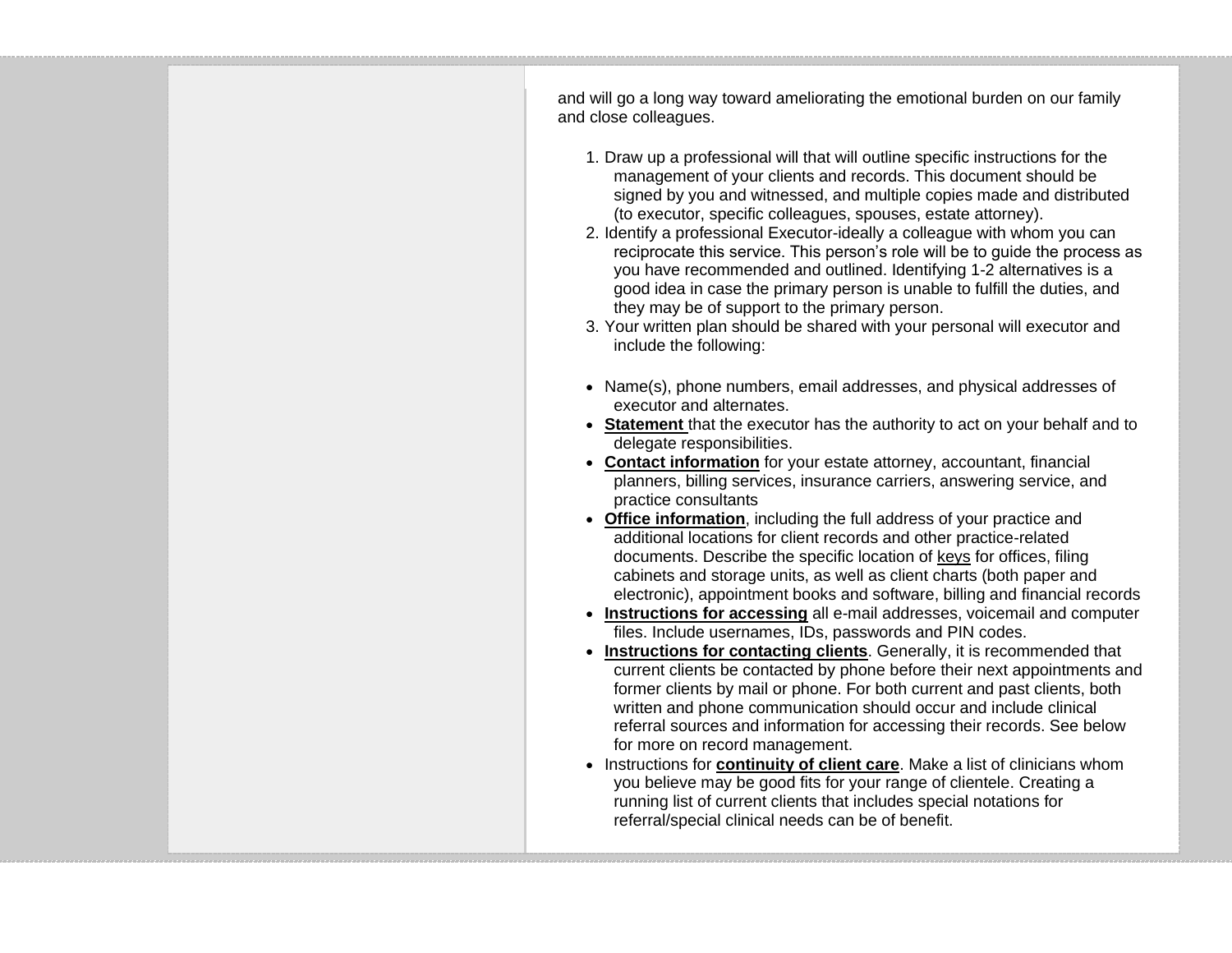and will go a long way toward ameliorating the emotional burden on our family and close colleagues.

1. Draw up a professional will that will outline specific instructions for the management of your clients and records. This document should be signed by you and witnessed, and multiple copies made and distributed (to executor, specific colleagues, spouses, estate attorney).
2. Identify a professional Executor-ideally a colleague with whom you can reciprocate this service. This person's role will be to guide the process as you have recommended and outlined. Identifying 1-2 alternatives is a good idea in case the primary person is unable to fulfill the duties, and they may be of support to the primary person.
3. Your written plan should be shared with your personal will executor and include the following:

- Name(s), phone numbers, email addresses, and physical addresses of executor and alternates.
- **Statement** that the executor has the authority to act on your behalf and to delegate responsibilities.
- **Contact information** for your estate attorney, accountant, financial planners, billing services, insurance carriers, answering service, and practice consultants
- **Office information**, including the full address of your practice and additional locations for client records and other practice-related documents. Describe the specific location of keys for offices, filing cabinets and storage units, as well as client charts (both paper and electronic), appointment books and software, billing and financial records
- **Instructions for accessing** all e-mail addresses, voicemail and computer files. Include usernames, IDs, passwords and PIN codes.
- **Instructions for contacting clients**. Generally, it is recommended that current clients be contacted by phone before their next appointments and former clients by mail or phone. For both current and past clients, both written and phone communication should occur and include clinical referral sources and information for accessing their records. See below for more on record management.
- Instructions for **continuity of client care**. Make a list of clinicians whom you believe may be good fits for your range of clientele. Creating a running list of current clients that includes special notations for referral/special clinical needs can be of benefit.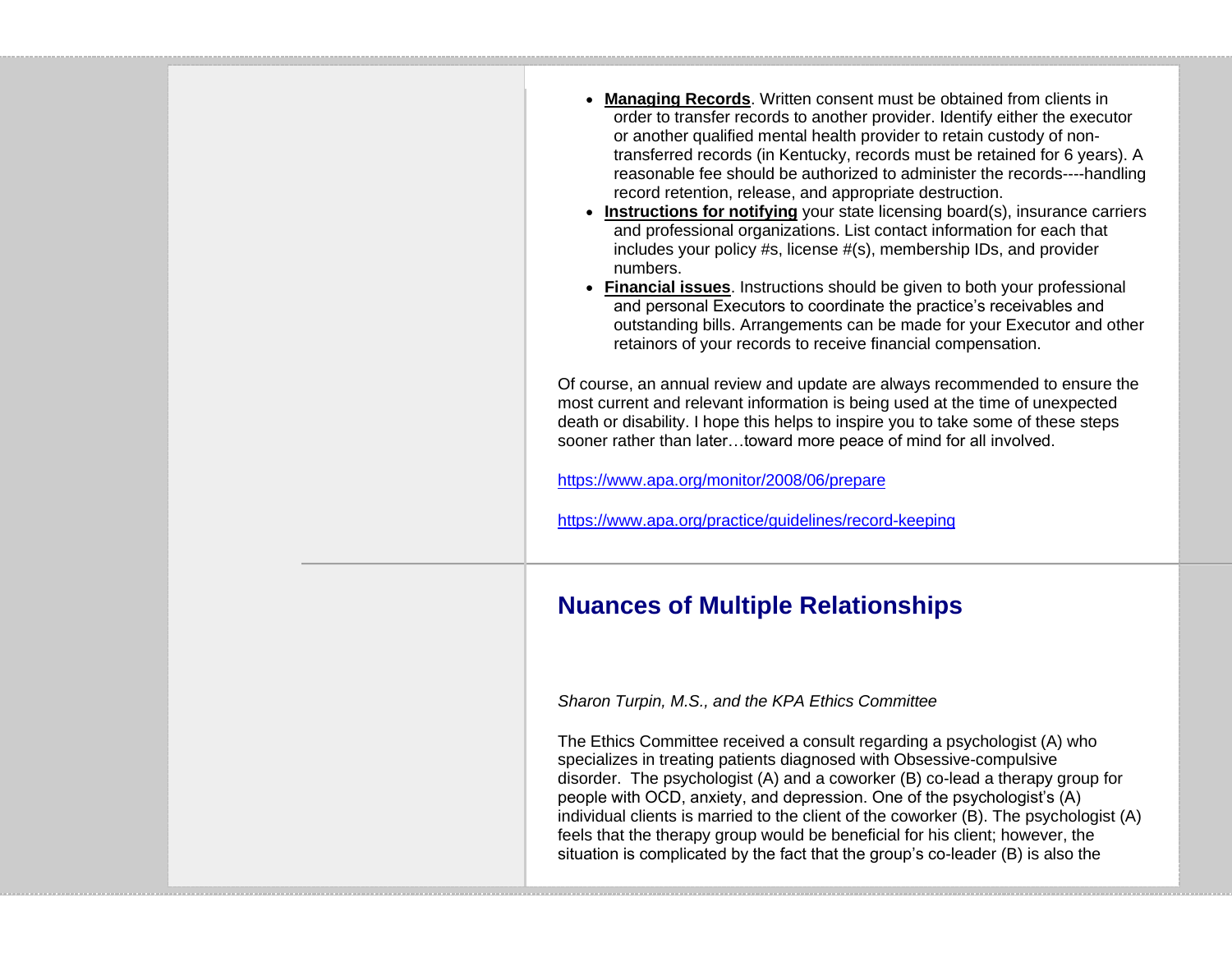- **Managing Records**. Written consent must be obtained from clients in order to transfer records to another provider. Identify either the executor or another qualified mental health provider to retain custody of non-transferred records (in Kentucky, records must be retained for 6 years). A reasonable fee should be authorized to administer the records----handling record retention, release, and appropriate destruction.
- **Instructions for notifying** your state licensing board(s), insurance carriers and professional organizations. List contact information for each that includes your policy #s, license #(s), membership IDs, and provider numbers.
- **Financial issues**. Instructions should be given to both your professional and personal Executors to coordinate the practice's receivables and outstanding bills. Arrangements can be made for your Executor and other retainors of your records to receive financial compensation.

Of course, an annual review and update are always recommended to ensure the most current and relevant information is being used at the time of unexpected death or disability. I hope this helps to inspire you to take some of these steps sooner rather than later…toward more peace of mind for all involved.

https://www.apa.org/monitor/2008/06/prepare

https://www.apa.org/practice/guidelines/record-keeping

## Nuances of Multiple Relationships

*Sharon Turpin, M.S., and the KPA Ethics Committee*

The Ethics Committee received a consult regarding a psychologist (A) who specializes in treating patients diagnosed with Obsessive-compulsive disorder. The psychologist (A) and a coworker (B) co-lead a therapy group for people with OCD, anxiety, and depression. One of the psychologist's (A) individual clients is married to the client of the coworker (B). The psychologist (A) feels that the therapy group would be beneficial for his client; however, the situation is complicated by the fact that the group's co-leader (B) is also the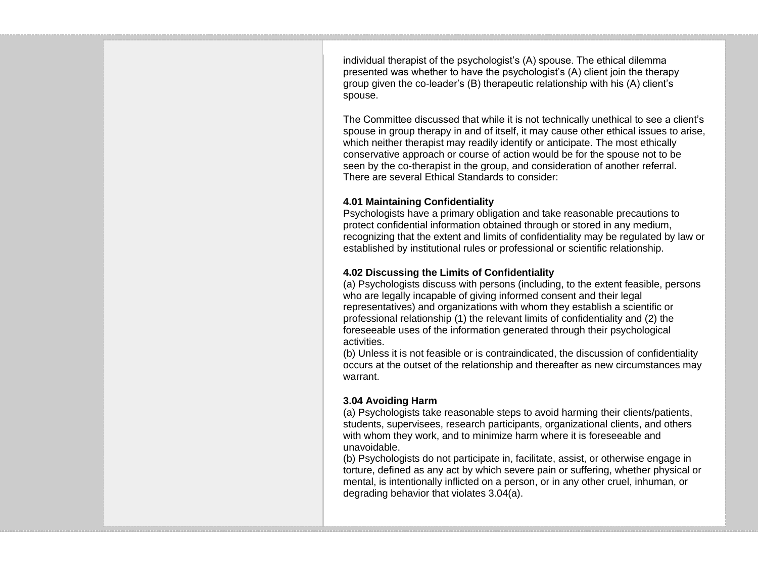individual therapist of the psychologist's (A) spouse. The ethical dilemma presented was whether to have the psychologist's (A) client join the therapy group given the co-leader's (B) therapeutic relationship with his (A) client's spouse.

The Committee discussed that while it is not technically unethical to see a client's spouse in group therapy in and of itself, it may cause other ethical issues to arise, which neither therapist may readily identify or anticipate. The most ethically conservative approach or course of action would be for the spouse not to be seen by the co-therapist in the group, and consideration of another referral. There are several Ethical Standards to consider:

**4.01 Maintaining Confidentiality**
Psychologists have a primary obligation and take reasonable precautions to protect confidential information obtained through or stored in any medium, recognizing that the extent and limits of confidentiality may be regulated by law or established by institutional rules or professional or scientific relationship.

**4.02 Discussing the Limits of Confidentiality**
(a) Psychologists discuss with persons (including, to the extent feasible, persons who are legally incapable of giving informed consent and their legal representatives) and organizations with whom they establish a scientific or professional relationship (1) the relevant limits of confidentiality and (2) the foreseeable uses of the information generated through their psychological activities.
(b) Unless it is not feasible or is contraindicated, the discussion of confidentiality occurs at the outset of the relationship and thereafter as new circumstances may warrant.

**3.04 Avoiding Harm**
(a) Psychologists take reasonable steps to avoid harming their clients/patients, students, supervisees, research participants, organizational clients, and others with whom they work, and to minimize harm where it is foreseeable and unavoidable.
(b) Psychologists do not participate in, facilitate, assist, or otherwise engage in torture, defined as any act by which severe pain or suffering, whether physical or mental, is intentionally inflicted on a person, or in any other cruel, inhuman, or degrading behavior that violates 3.04(a).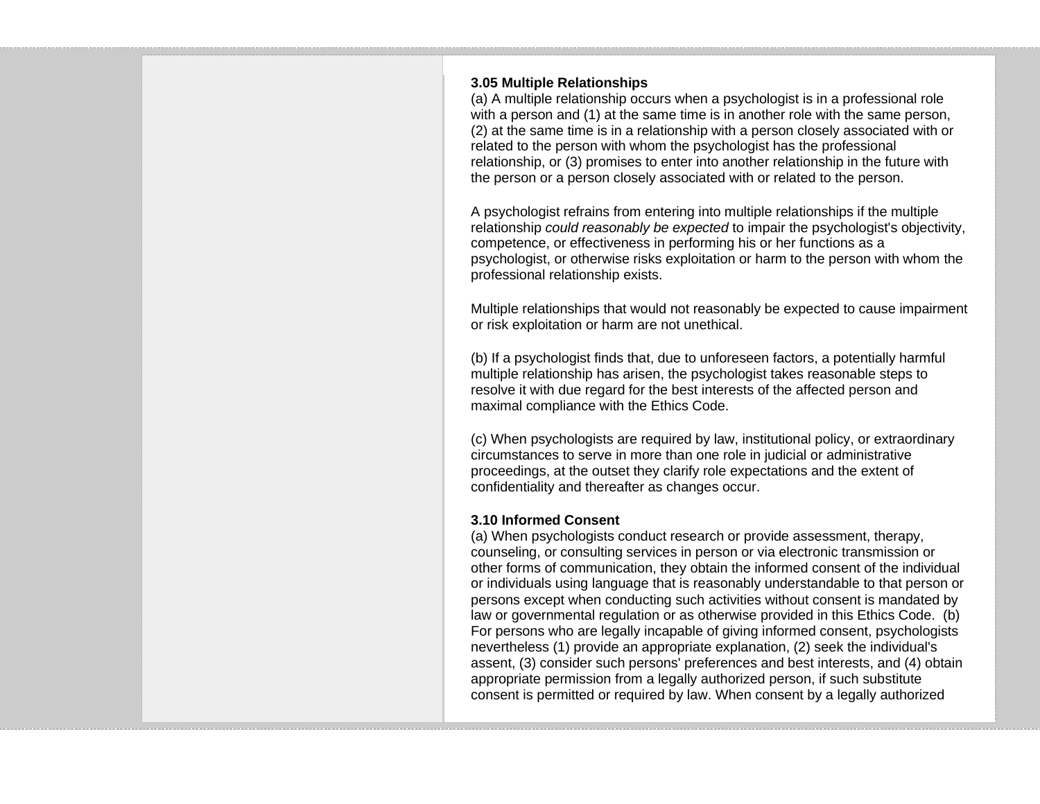**3.05 Multiple Relationships**

(a) A multiple relationship occurs when a psychologist is in a professional role with a person and (1) at the same time is in another role with the same person, (2) at the same time is in a relationship with a person closely associated with or related to the person with whom the psychologist has the professional relationship, or (3) promises to enter into another relationship in the future with the person or a person closely associated with or related to the person.

A psychologist refrains from entering into multiple relationships if the multiple relationship *could reasonably be expected* to impair the psychologist's objectivity, competence, or effectiveness in performing his or her functions as a psychologist, or otherwise risks exploitation or harm to the person with whom the professional relationship exists.

Multiple relationships that would not reasonably be expected to cause impairment or risk exploitation or harm are not unethical.

(b) If a psychologist finds that, due to unforeseen factors, a potentially harmful multiple relationship has arisen, the psychologist takes reasonable steps to resolve it with due regard for the best interests of the affected person and maximal compliance with the Ethics Code.

(c) When psychologists are required by law, institutional policy, or extraordinary circumstances to serve in more than one role in judicial or administrative proceedings, at the outset they clarify role expectations and the extent of confidentiality and thereafter as changes occur.

**3.10 Informed Consent**

(a) When psychologists conduct research or provide assessment, therapy, counseling, or consulting services in person or via electronic transmission or other forms of communication, they obtain the informed consent of the individual or individuals using language that is reasonably understandable to that person or persons except when conducting such activities without consent is mandated by law or governmental regulation or as otherwise provided in this Ethics Code. (b) For persons who are legally incapable of giving informed consent, psychologists nevertheless (1) provide an appropriate explanation, (2) seek the individual's assent, (3) consider such persons' preferences and best interests, and (4) obtain appropriate permission from a legally authorized person, if such substitute consent is permitted or required by law. When consent by a legally authorized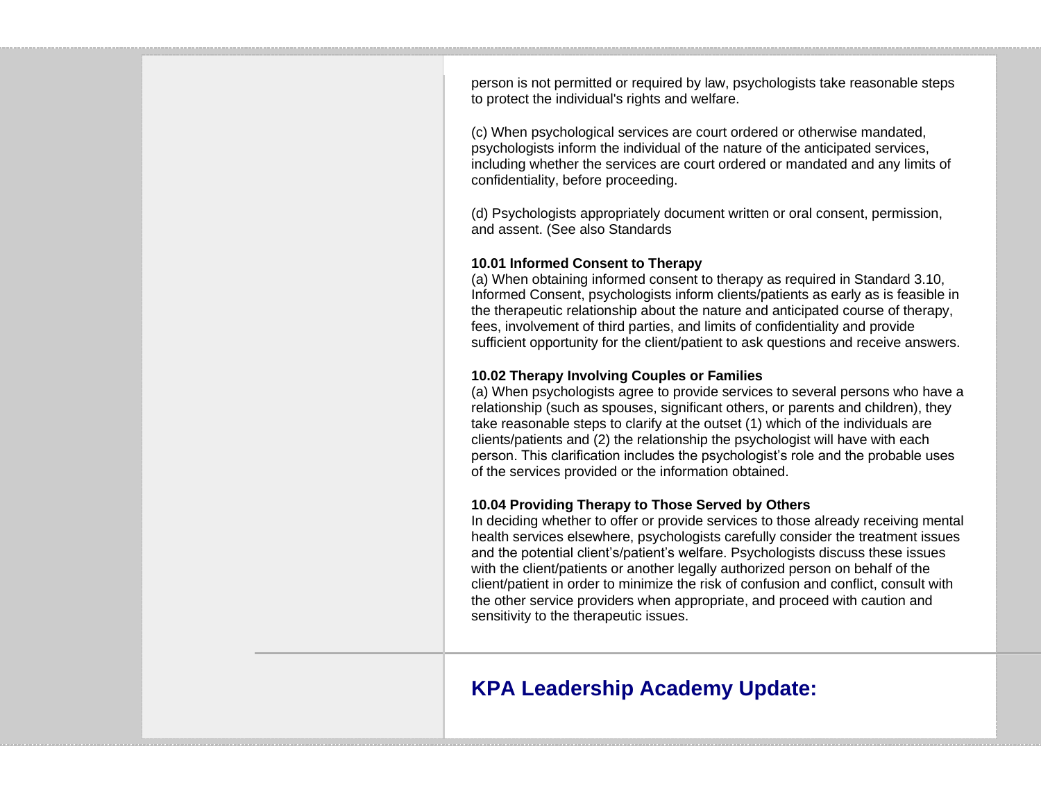person is not permitted or required by law, psychologists take reasonable steps to protect the individual's rights and welfare.

(c) When psychological services are court ordered or otherwise mandated, psychologists inform the individual of the nature of the anticipated services, including whether the services are court ordered or mandated and any limits of confidentiality, before proceeding.

(d) Psychologists appropriately document written or oral consent, permission, and assent. (See also Standards

**10.01 Informed Consent to Therapy**

(a) When obtaining informed consent to therapy as required in Standard 3.10, Informed Consent, psychologists inform clients/patients as early as is feasible in the therapeutic relationship about the nature and anticipated course of therapy, fees, involvement of third parties, and limits of confidentiality and provide sufficient opportunity for the client/patient to ask questions and receive answers.

**10.02 Therapy Involving Couples or Families**

(a) When psychologists agree to provide services to several persons who have a relationship (such as spouses, significant others, or parents and children), they take reasonable steps to clarify at the outset (1) which of the individuals are clients/patients and (2) the relationship the psychologist will have with each person. This clarification includes the psychologist's role and the probable uses of the services provided or the information obtained.

**10.04 Providing Therapy to Those Served by Others**

In deciding whether to offer or provide services to those already receiving mental health services elsewhere, psychologists carefully consider the treatment issues and the potential client's/patient's welfare. Psychologists discuss these issues with the client/patients or another legally authorized person on behalf of the client/patient in order to minimize the risk of confusion and conflict, consult with the other service providers when appropriate, and proceed with caution and sensitivity to the therapeutic issues.

## KPA Leadership Academy Update: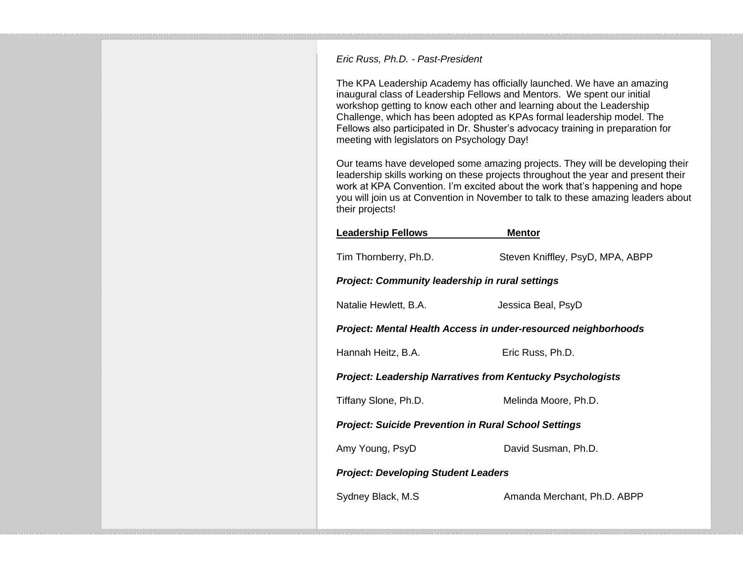*Eric Russ, Ph.D. - Past-President*

The KPA Leadership Academy has officially launched. We have an amazing inaugural class of Leadership Fellows and Mentors. We spent our initial workshop getting to know each other and learning about the Leadership Challenge, which has been adopted as KPAs formal leadership model. The Fellows also participated in Dr. Shuster's advocacy training in preparation for meeting with legislators on Psychology Day!

Our teams have developed some amazing projects. They will be developing their leadership skills working on these projects throughout the year and present their work at KPA Convention. I'm excited about the work that's happening and hope you will join us at Convention in November to talk to these amazing leaders about their projects!

| **Leadership Fellows** | **Mentor** |
|---|---|
| Tim Thornberry, Ph.D. | Steven Kniffley, PsyD, MPA, ABPP |
| ***Project: Community leadership in rural settings*** | |
| Natalie Hewlett, B.A. | Jessica Beal, PsyD |
| ***Project: Mental Health Access in under-resourced neighborhoods*** | |
| Hannah Heitz, B.A. | Eric Russ, Ph.D. |
| ***Project: Leadership Narratives from Kentucky Psychologists*** | |
| Tiffany Slone, Ph.D. | Melinda Moore, Ph.D. |
| ***Project: Suicide Prevention in Rural School Settings*** | |
| Amy Young, PsyD | David Susman, Ph.D. |
| ***Project: Developing Student Leaders*** | |
| Sydney Black, M.S | Amanda Merchant, Ph.D. ABPP |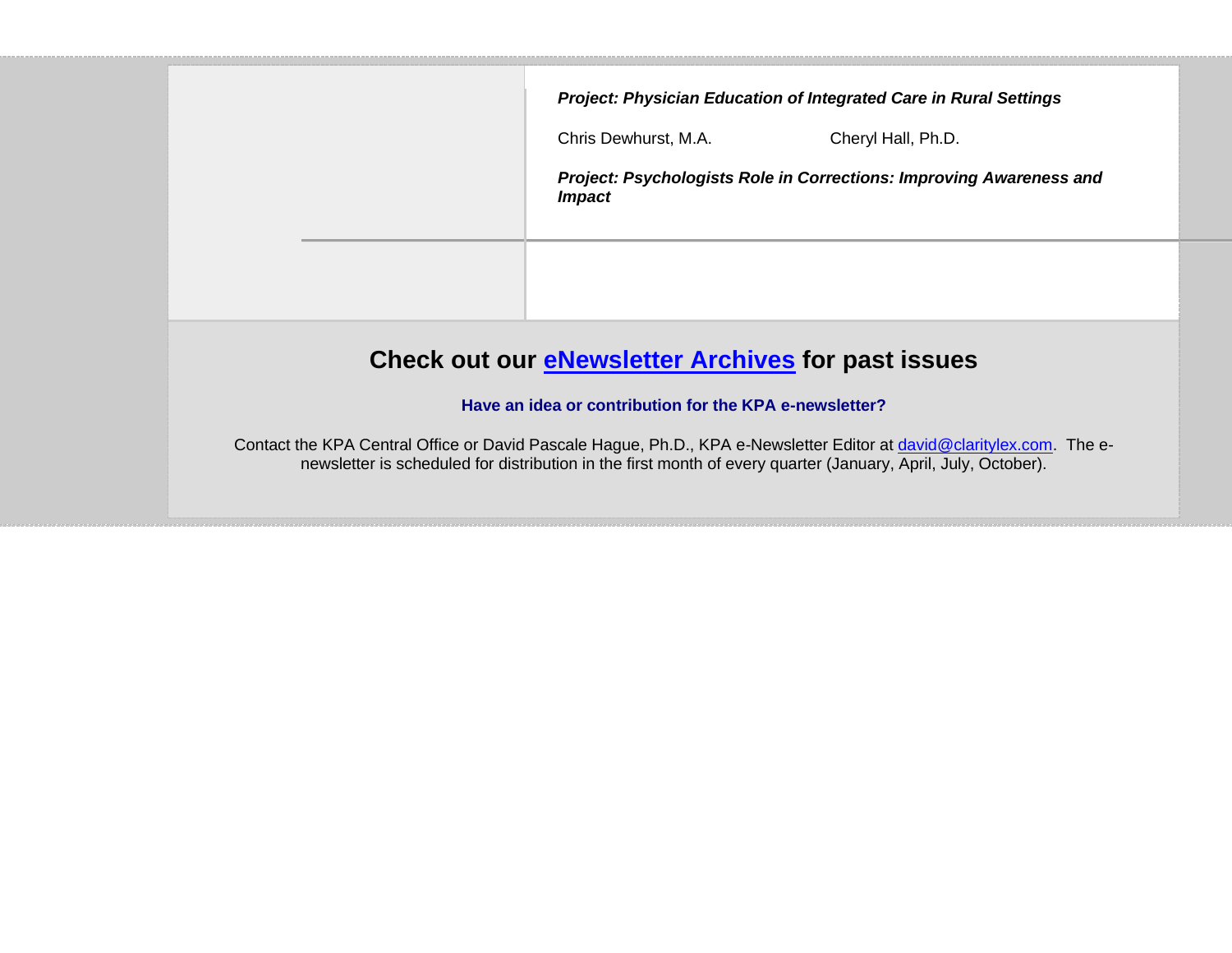***Project: Physician Education of Integrated Care in Rural Settings***

Chris Dewhurst, M.A.

Cheryl Hall, Ph.D.

***Project: Psychologists Role in Corrections: Improving Awareness and Impact***

## Check out our eNewsletter Archives for past issues

**Have an idea or contribution for the KPA e-newsletter?**

Contact the KPA Central Office or David Pascale Hague, Ph.D., KPA e-Newsletter Editor at david@claritylex.com. The e-newsletter is scheduled for distribution in the first month of every quarter (January, April, July, October).